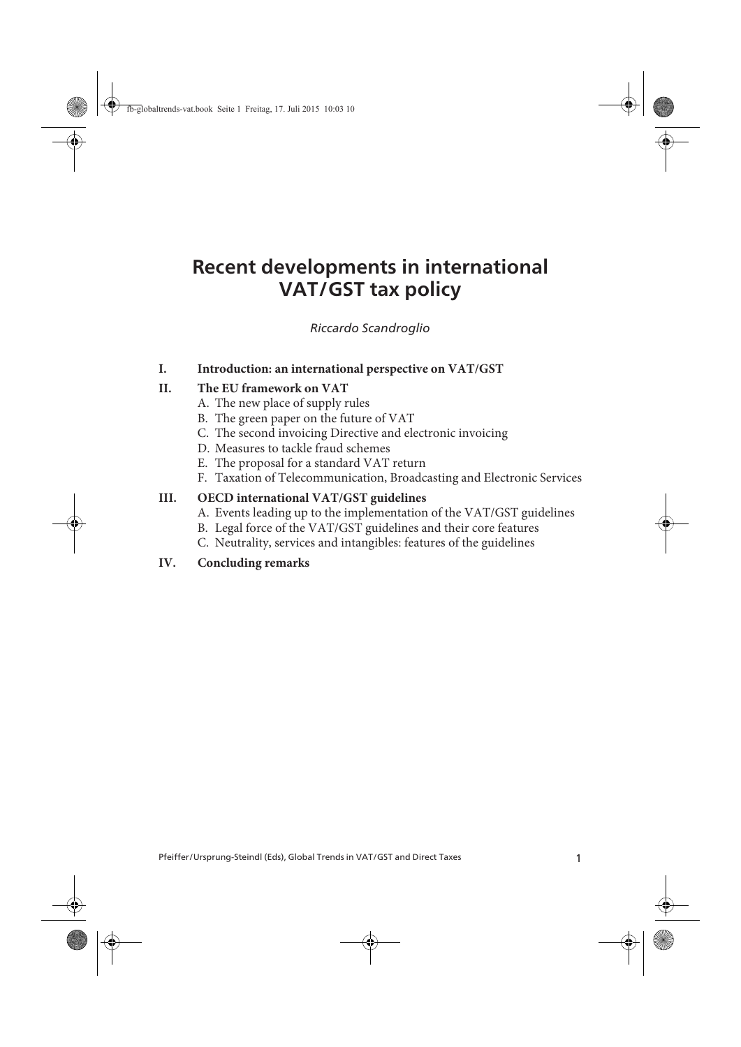# Recent developments in international VAT/GST tax policy

*Riccardo Scandroglio*

**I. Introduction: an international perspective on VAT/GST**

**II. The EU framework on VAT**

- A. The new place of supply rules
- B. The green paper on the future of VAT
- C. The second invoicing Directive and electronic invoicing
- D. Measures to tackle fraud schemes
- E. The proposal for a standard VAT return
- F. Taxation of Telecommunication, Broadcasting and Electronic Services

**III. OECD international VAT/GST guidelines**

- A. Events leading up to the implementation of the VAT/GST guidelines
- B. Legal force of the VAT/GST guidelines and their core features
- C. Neutrality, services and intangibles: features of the guidelines

**IV. Concluding remarks**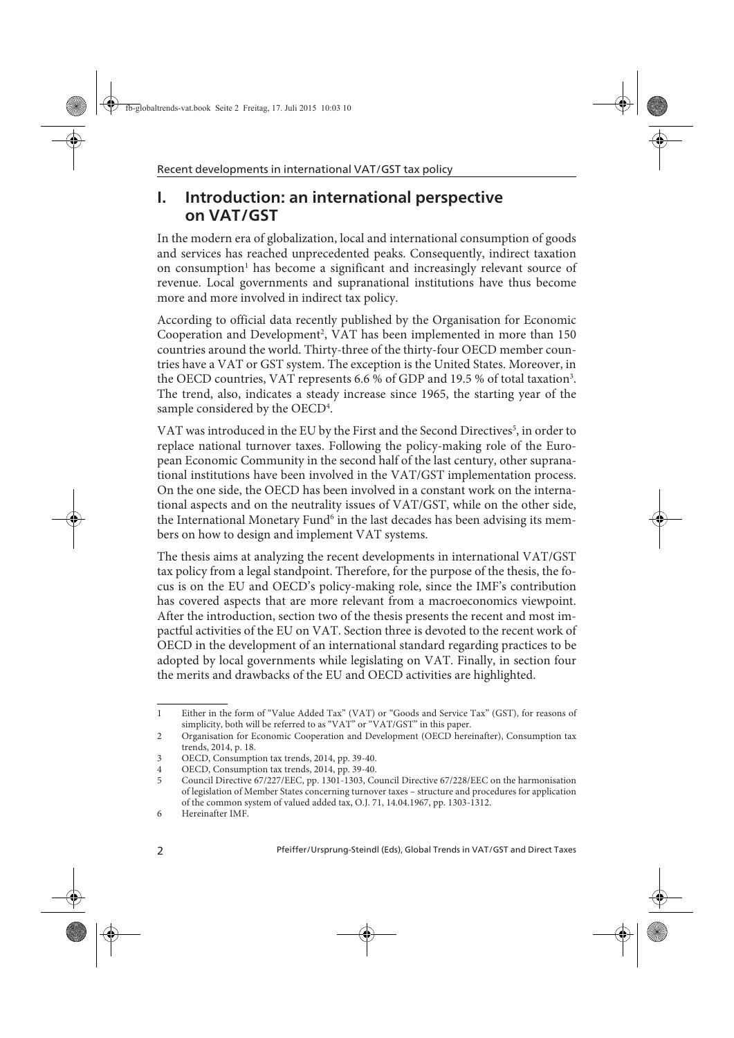## I. Introduction: an international perspective on VAT/GST

In the modern era of globalization, local and international consumption of goods and services has reached unprecedented peaks. Consequently, indirect taxation on consumption[1] has become a significant and increasingly relevant source of revenue. Local governments and supranational institutions have thus become more and more involved in indirect tax policy.

According to official data recently published by the Organisation for Economic Cooperation and Development[2], VAT has been implemented in more than 150 countries around the world. Thirty-three of the thirty-four OECD member countries have a VAT or GST system. The exception is the United States. Moreover, in the OECD countries, VAT represents 6.6 % of GDP and 19.5 % of total taxation[3]. The trend, also, indicates a steady increase since 1965, the starting year of the sample considered by the OECD[4].

VAT was introduced in the EU by the First and the Second Directives[5], in order to replace national turnover taxes. Following the policy-making role of the European Economic Community in the second half of the last century, other supranational institutions have been involved in the VAT/GST implementation process. On the one side, the OECD has been involved in a constant work on the international aspects and on the neutrality issues of VAT/GST, while on the other side, the International Monetary Fund[6] in the last decades has been advising its members on how to design and implement VAT systems.

The thesis aims at analyzing the recent developments in international VAT/GST tax policy from a legal standpoint. Therefore, for the purpose of the thesis, the focus is on the EU and OECD's policy-making role, since the IMF's contribution has covered aspects that are more relevant from a macroeconomics viewpoint. After the introduction, section two of the thesis presents the recent and most impactful activities of the EU on VAT. Section three is devoted to the recent work of OECD in the development of an international standard regarding practices to be adopted by local governments while legislating on VAT. Finally, in section four the merits and drawbacks of the EU and OECD activities are highlighted.

---

1 Either in the form of "Value Added Tax" (VAT) or "Goods and Service Tax" (GST), for reasons of simplicity, both will be referred to as "VAT" or "VAT/GST" in this paper.

2 Organisation for Economic Cooperation and Development (OECD hereinafter), Consumption tax trends, 2014, p. 18.

3 OECD, Consumption tax trends, 2014, pp. 39-40.

4 OECD, Consumption tax trends, 2014, pp. 39-40.

5 Council Directive 67/227/EEC, pp. 1301-1303, Council Directive 67/228/EEC on the harmonisation of legislation of Member States concerning turnover taxes – structure and procedures for application of the common system of valued added tax, O.J. 71, 14.04.1967, pp. 1303-1312.

6 Hereinafter IMF.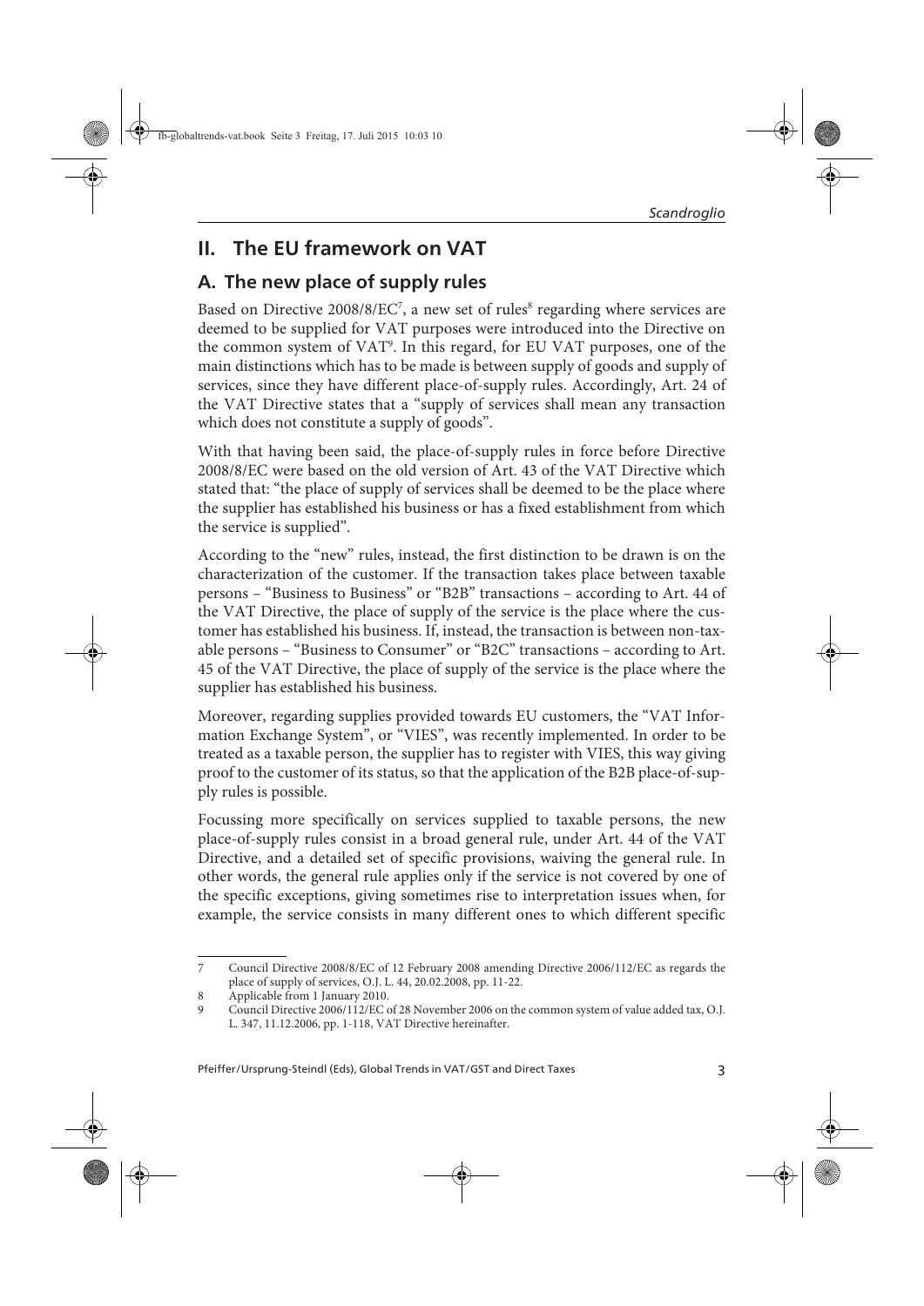## II. The EU framework on VAT

### A. The new place of supply rules

Based on Directive 2008/8/EC[7], a new set of rules[8] regarding where services are deemed to be supplied for VAT purposes were introduced into the Directive on the common system of VAT[9]. In this regard, for EU VAT purposes, one of the main distinctions which has to be made is between supply of goods and supply of services, since they have different place-of-supply rules. Accordingly, Art. 24 of the VAT Directive states that a "supply of services shall mean any transaction which does not constitute a supply of goods".

With that having been said, the place-of-supply rules in force before Directive 2008/8/EC were based on the old version of Art. 43 of the VAT Directive which stated that: "the place of supply of services shall be deemed to be the place where the supplier has established his business or has a fixed establishment from which the service is supplied".

According to the "new" rules, instead, the first distinction to be drawn is on the characterization of the customer. If the transaction takes place between taxable persons – "Business to Business" or "B2B" transactions – according to Art. 44 of the VAT Directive, the place of supply of the service is the place where the customer has established his business. If, instead, the transaction is between non-taxable persons – "Business to Consumer" or "B2C" transactions – according to Art. 45 of the VAT Directive, the place of supply of the service is the place where the supplier has established his business.

Moreover, regarding supplies provided towards EU customers, the "VAT Information Exchange System", or "VIES", was recently implemented. In order to be treated as a taxable person, the supplier has to register with VIES, this way giving proof to the customer of its status, so that the application of the B2B place-of-supply rules is possible.

Focussing more specifically on services supplied to taxable persons, the new place-of-supply rules consist in a broad general rule, under Art. 44 of the VAT Directive, and a detailed set of specific provisions, waiving the general rule. In other words, the general rule applies only if the service is not covered by one of the specific exceptions, giving sometimes rise to interpretation issues when, for example, the service consists in many different ones to which different specific

---

7 Council Directive 2008/8/EC of 12 February 2008 amending Directive 2006/112/EC as regards the place of supply of services, O.J. L. 44, 20.02.2008, pp. 11-22.

8 Applicable from 1 January 2010.

9 Council Directive 2006/112/EC of 28 November 2006 on the common system of value added tax, O.J. L. 347, 11.12.2006, pp. 1-118, VAT Directive hereinafter.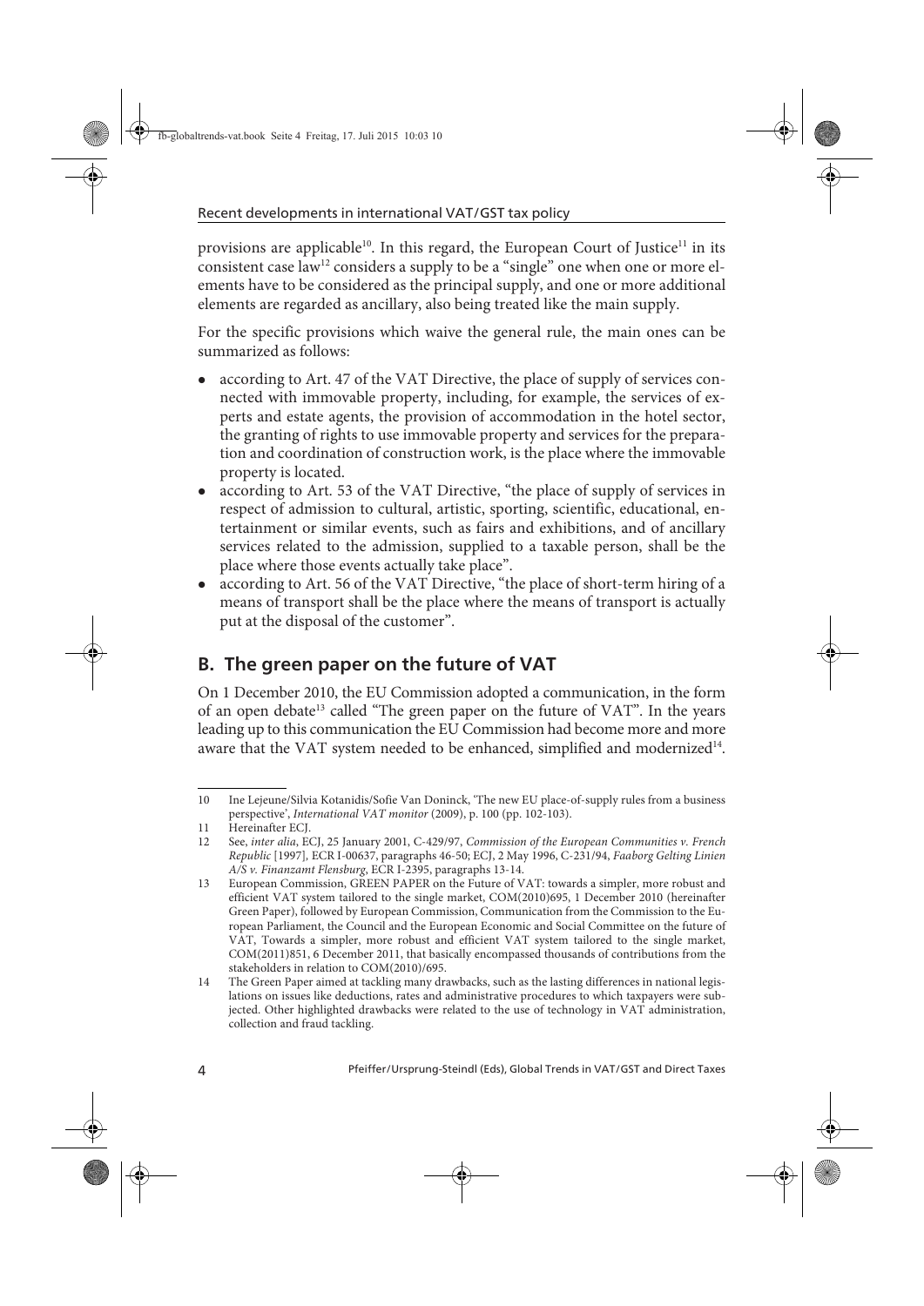provisions are applicable[10]. In this regard, the European Court of Justice[11] in its consistent case law[12] considers a supply to be a "single" one when one or more elements have to be considered as the principal supply, and one or more additional elements are regarded as ancillary, also being treated like the main supply.

For the specific provisions which waive the general rule, the main ones can be summarized as follows:

- according to Art. 47 of the VAT Directive, the place of supply of services connected with immovable property, including, for example, the services of experts and estate agents, the provision of accommodation in the hotel sector, the granting of rights to use immovable property and services for the preparation and coordination of construction work, is the place where the immovable property is located.
- according to Art. 53 of the VAT Directive, "the place of supply of services in respect of admission to cultural, artistic, sporting, scientific, educational, entertainment or similar events, such as fairs and exhibitions, and of ancillary services related to the admission, supplied to a taxable person, shall be the place where those events actually take place".
- according to Art. 56 of the VAT Directive, "the place of short-term hiring of a means of transport shall be the place where the means of transport is actually put at the disposal of the customer".

## B. The green paper on the future of VAT

On 1 December 2010, the EU Commission adopted a communication, in the form of an open debate[13] called "The green paper on the future of VAT". In the years leading up to this communication the EU Commission had become more and more aware that the VAT system needed to be enhanced, simplified and modernized[14].

---

10 Ine Lejeune/Silvia Kotanidis/Sofie Van Doninck, 'The new EU place-of-supply rules from a business perspective', *International VAT monitor* (2009), p. 100 (pp. 102-103).

11 Hereinafter ECJ.

12 See, *inter alia*, ECJ, 25 January 2001, C-429/97, *Commission of the European Communities v. French Republic* [1997], ECR I-00637, paragraphs 46-50; ECJ, 2 May 1996, C-231/94, *Faaborg Gelting Linien A/S v. Finanzamt Flensburg*, ECR I-2395, paragraphs 13-14.

13 European Commission, GREEN PAPER on the Future of VAT: towards a simpler, more robust and efficient VAT system tailored to the single market, COM(2010)695, 1 December 2010 (hereinafter Green Paper), followed by European Commission, Communication from the Commission to the European Parliament, the Council and the European Economic and Social Committee on the future of VAT, Towards a simpler, more robust and efficient VAT system tailored to the single market, COM(2011)851, 6 December 2011, that basically encompassed thousands of contributions from the stakeholders in relation to COM(2010)/695.

14 The Green Paper aimed at tackling many drawbacks, such as the lasting differences in national legislations on issues like deductions, rates and administrative procedures to which taxpayers were subjected. Other highlighted drawbacks were related to the use of technology in VAT administration, collection and fraud tackling.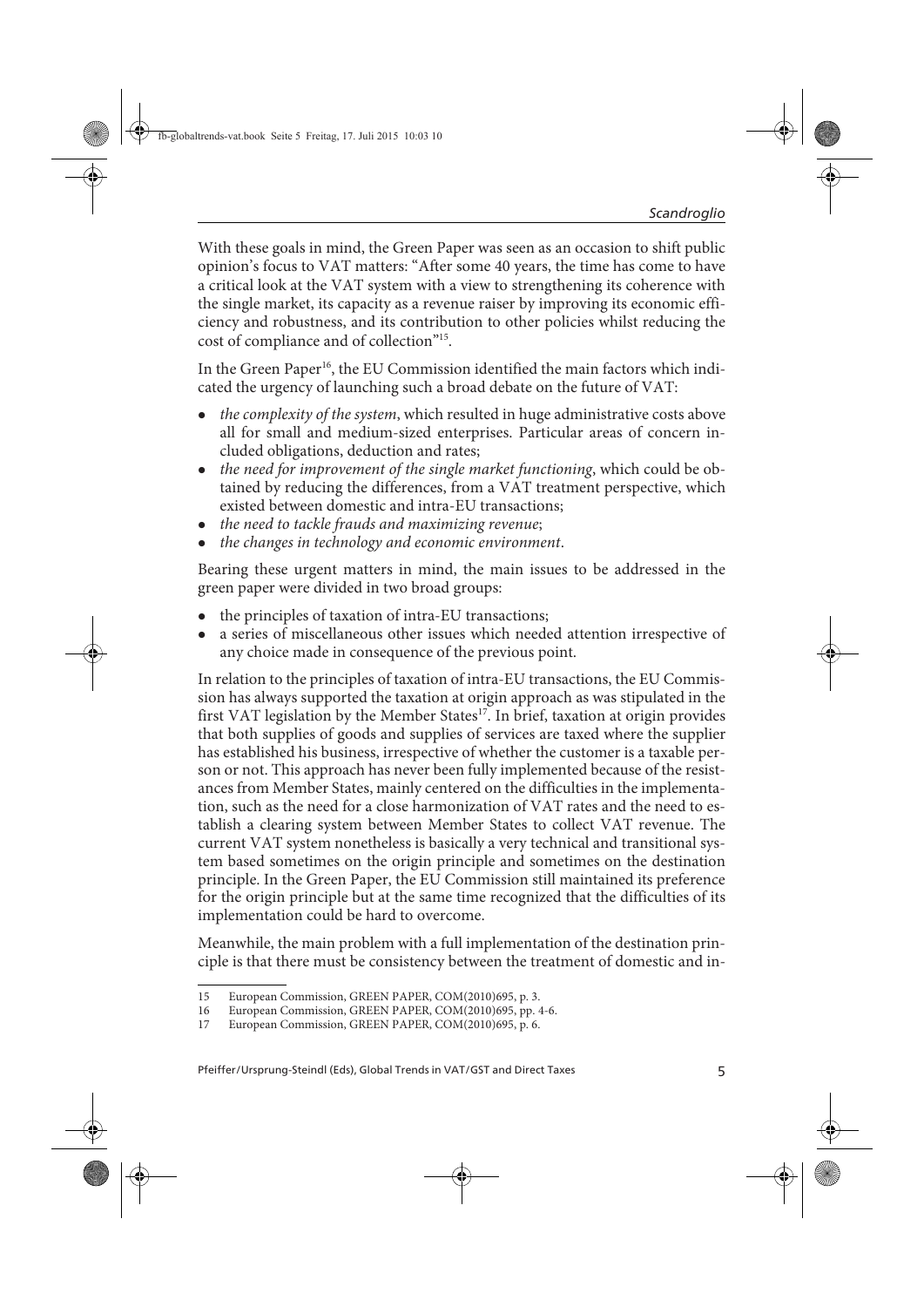With these goals in mind, the Green Paper was seen as an occasion to shift public opinion's focus to VAT matters: "After some 40 years, the time has come to have a critical look at the VAT system with a view to strengthening its coherence with the single market, its capacity as a revenue raiser by improving its economic efficiency and robustness, and its contribution to other policies whilst reducing the cost of compliance and of collection"[15].

In the Green Paper[16], the EU Commission identified the main factors which indicated the urgency of launching such a broad debate on the future of VAT:

- *the complexity of the system*, which resulted in huge administrative costs above all for small and medium-sized enterprises. Particular areas of concern included obligations, deduction and rates;
- *the need for improvement of the single market functioning*, which could be obtained by reducing the differences, from a VAT treatment perspective, which existed between domestic and intra-EU transactions;
- *the need to tackle frauds and maximizing revenue*;
- *the changes in technology and economic environment*.

Bearing these urgent matters in mind, the main issues to be addressed in the green paper were divided in two broad groups:

- the principles of taxation of intra-EU transactions;
- a series of miscellaneous other issues which needed attention irrespective of any choice made in consequence of the previous point.

In relation to the principles of taxation of intra-EU transactions, the EU Commission has always supported the taxation at origin approach as was stipulated in the first VAT legislation by the Member States[17]. In brief, taxation at origin provides that both supplies of goods and supplies of services are taxed where the supplier has established his business, irrespective of whether the customer is a taxable person or not. This approach has never been fully implemented because of the resistances from Member States, mainly centered on the difficulties in the implementation, such as the need for a close harmonization of VAT rates and the need to establish a clearing system between Member States to collect VAT revenue. The current VAT system nonetheless is basically a very technical and transitional system based sometimes on the origin principle and sometimes on the destination principle. In the Green Paper, the EU Commission still maintained its preference for the origin principle but at the same time recognized that the difficulties of its implementation could be hard to overcome.

Meanwhile, the main problem with a full implementation of the destination principle is that there must be consistency between the treatment of domestic and in-

---

15 European Commission, GREEN PAPER, COM(2010)695, p. 3.

16 European Commission, GREEN PAPER, COM(2010)695, pp. 4-6.

17 European Commission, GREEN PAPER, COM(2010)695, p. 6.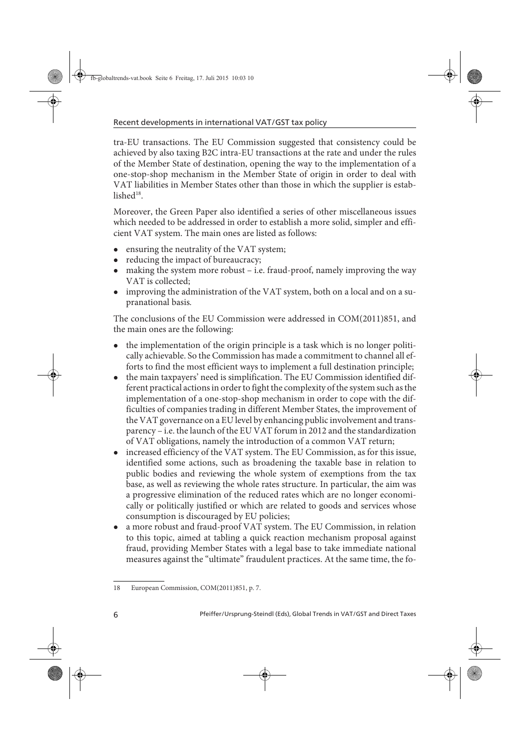tra-EU transactions. The EU Commission suggested that consistency could be achieved by also taxing B2C intra-EU transactions at the rate and under the rules of the Member State of destination, opening the way to the implementation of a one-stop-shop mechanism in the Member State of origin in order to deal with VAT liabilities in Member States other than those in which the supplier is established[18].

Moreover, the Green Paper also identified a series of other miscellaneous issues which needed to be addressed in order to establish a more solid, simpler and efficient VAT system. The main ones are listed as follows:

- ensuring the neutrality of the VAT system;
- reducing the impact of bureaucracy;
- making the system more robust – i.e. fraud-proof, namely improving the way VAT is collected;
- improving the administration of the VAT system, both on a local and on a supranational basis.

The conclusions of the EU Commission were addressed in COM(2011)851, and the main ones are the following:

- the implementation of the origin principle is a task which is no longer politically achievable. So the Commission has made a commitment to channel all efforts to find the most efficient ways to implement a full destination principle;
- the main taxpayers' need is simplification. The EU Commission identified different practical actions in order to fight the complexity of the system such as the implementation of a one-stop-shop mechanism in order to cope with the difficulties of companies trading in different Member States, the improvement of the VAT governance on a EU level by enhancing public involvement and transparency – i.e. the launch of the EU VAT forum in 2012 and the standardization of VAT obligations, namely the introduction of a common VAT return;
- increased efficiency of the VAT system. The EU Commission, as for this issue, identified some actions, such as broadening the taxable base in relation to public bodies and reviewing the whole system of exemptions from the tax base, as well as reviewing the whole rates structure. In particular, the aim was a progressive elimination of the reduced rates which are no longer economically or politically justified or which are related to goods and services whose consumption is discouraged by EU policies;
- a more robust and fraud-proof VAT system. The EU Commission, in relation to this topic, aimed at tabling a quick reaction mechanism proposal against fraud, providing Member States with a legal base to take immediate national measures against the "ultimate" fraudulent practices. At the same time, the fo-

---

18 European Commission, COM(2011)851, p. 7.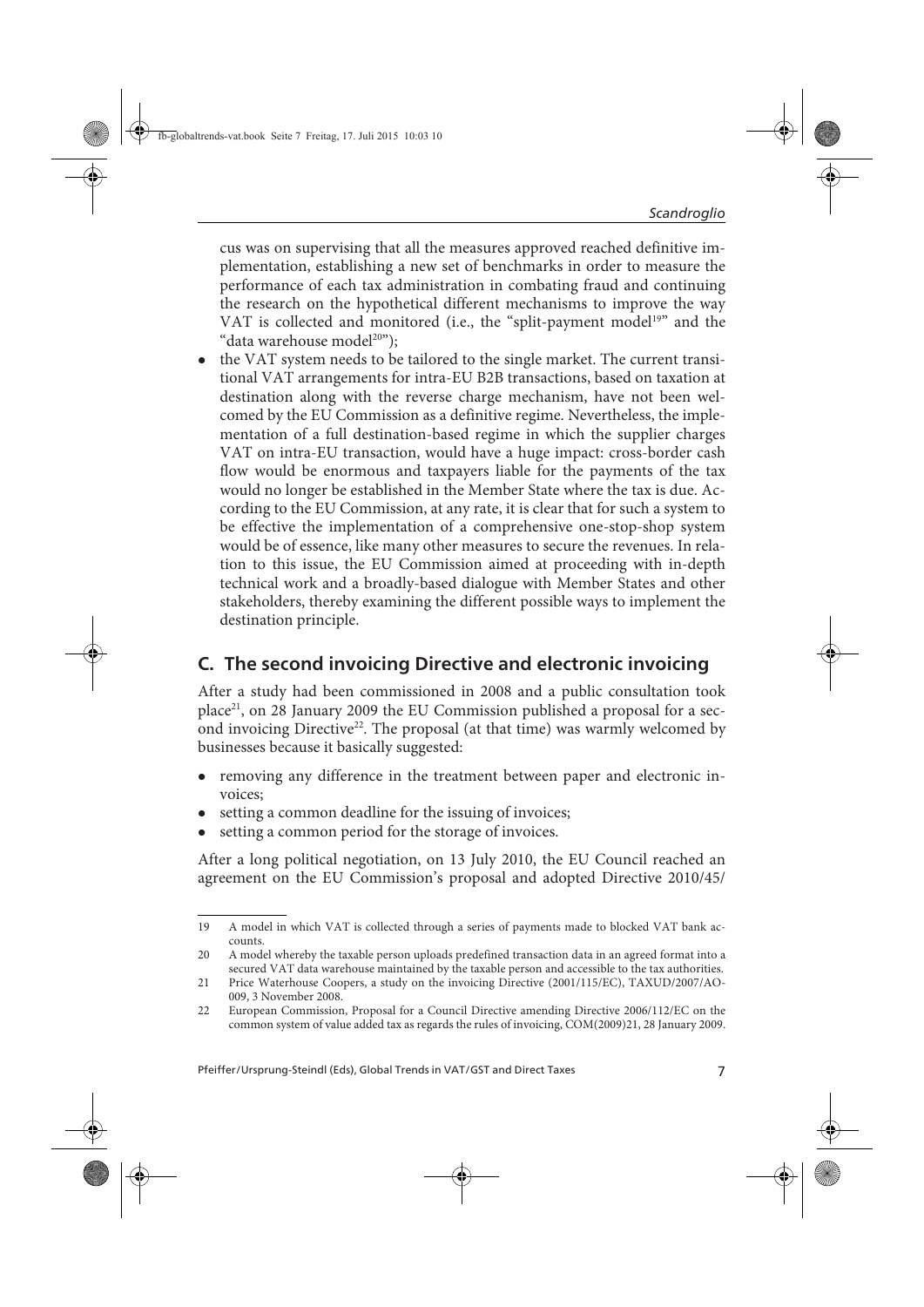cus was on supervising that all the measures approved reached definitive implementation, establishing a new set of benchmarks in order to measure the performance of each tax administration in combating fraud and continuing the research on the hypothetical different mechanisms to improve the way VAT is collected and monitored (i.e., the "split-payment model[19]" and the "data warehouse model[20]");

- the VAT system needs to be tailored to the single market. The current transitional VAT arrangements for intra-EU B2B transactions, based on taxation at destination along with the reverse charge mechanism, have not been welcomed by the EU Commission as a definitive regime. Nevertheless, the implementation of a full destination-based regime in which the supplier charges VAT on intra-EU transaction, would have a huge impact: cross-border cash flow would be enormous and taxpayers liable for the payments of the tax would no longer be established in the Member State where the tax is due. According to the EU Commission, at any rate, it is clear that for such a system to be effective the implementation of a comprehensive one-stop-shop system would be of essence, like many other measures to secure the revenues. In relation to this issue, the EU Commission aimed at proceeding with in-depth technical work and a broadly-based dialogue with Member States and other stakeholders, thereby examining the different possible ways to implement the destination principle.

## C. The second invoicing Directive and electronic invoicing

After a study had been commissioned in 2008 and a public consultation took place[21], on 28 January 2009 the EU Commission published a proposal for a second invoicing Directive[22]. The proposal (at that time) was warmly welcomed by businesses because it basically suggested:

- removing any difference in the treatment between paper and electronic invoices;
- setting a common deadline for the issuing of invoices;
- setting a common period for the storage of invoices.

After a long political negotiation, on 13 July 2010, the EU Council reached an agreement on the EU Commission's proposal and adopted Directive 2010/45/

---

19 A model in which VAT is collected through a series of payments made to blocked VAT bank accounts.

20 A model whereby the taxable person uploads predefined transaction data in an agreed format into a secured VAT data warehouse maintained by the taxable person and accessible to the tax authorities.

21 Price Waterhouse Coopers, a study on the invoicing Directive (2001/115/EC), TAXUD/2007/AO-009, 3 November 2008.

22 European Commission, Proposal for a Council Directive amending Directive 2006/112/EC on the common system of value added tax as regards the rules of invoicing, COM(2009)21, 28 January 2009.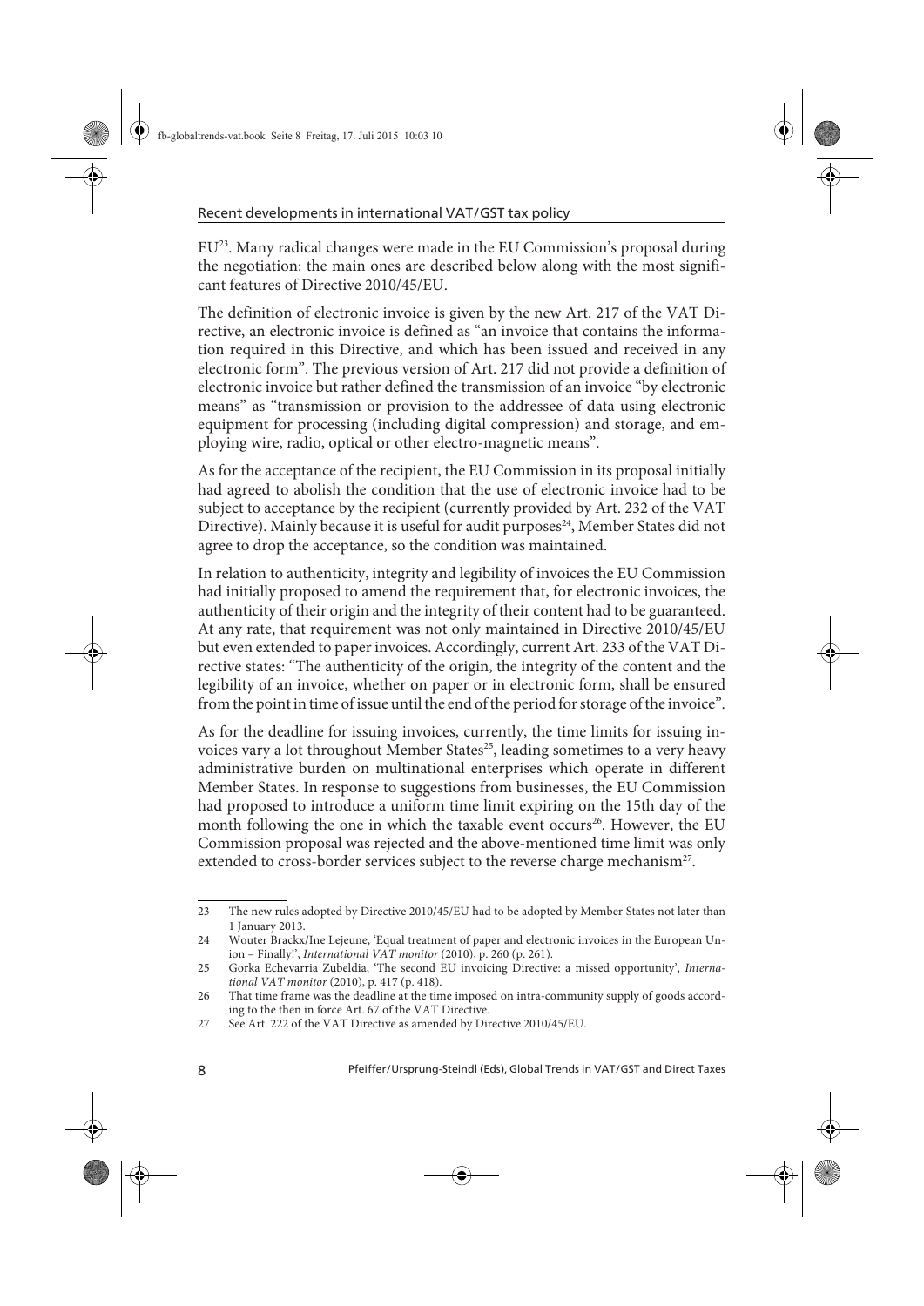EU[23]. Many radical changes were made in the EU Commission's proposal during the negotiation: the main ones are described below along with the most significant features of Directive 2010/45/EU.

The definition of electronic invoice is given by the new Art. 217 of the VAT Directive, an electronic invoice is defined as "an invoice that contains the information required in this Directive, and which has been issued and received in any electronic form". The previous version of Art. 217 did not provide a definition of electronic invoice but rather defined the transmission of an invoice "by electronic means" as "transmission or provision to the addressee of data using electronic equipment for processing (including digital compression) and storage, and employing wire, radio, optical or other electro-magnetic means".

As for the acceptance of the recipient, the EU Commission in its proposal initially had agreed to abolish the condition that the use of electronic invoice had to be subject to acceptance by the recipient (currently provided by Art. 232 of the VAT Directive). Mainly because it is useful for audit purposes[24], Member States did not agree to drop the acceptance, so the condition was maintained.

In relation to authenticity, integrity and legibility of invoices the EU Commission had initially proposed to amend the requirement that, for electronic invoices, the authenticity of their origin and the integrity of their content had to be guaranteed. At any rate, that requirement was not only maintained in Directive 2010/45/EU but even extended to paper invoices. Accordingly, current Art. 233 of the VAT Directive states: "The authenticity of the origin, the integrity of the content and the legibility of an invoice, whether on paper or in electronic form, shall be ensured from the point in time of issue until the end of the period for storage of the invoice".

As for the deadline for issuing invoices, currently, the time limits for issuing invoices vary a lot throughout Member States[25], leading sometimes to a very heavy administrative burden on multinational enterprises which operate in different Member States. In response to suggestions from businesses, the EU Commission had proposed to introduce a uniform time limit expiring on the 15th day of the month following the one in which the taxable event occurs[26]. However, the EU Commission proposal was rejected and the above-mentioned time limit was only extended to cross-border services subject to the reverse charge mechanism[27].

---

23 The new rules adopted by Directive 2010/45/EU had to be adopted by Member States not later than 1 January 2013.

24 Wouter Brackx/Ine Lejeune, 'Equal treatment of paper and electronic invoices in the European Union – Finally!', *International VAT monitor* (2010), p. 260 (p. 261).

25 Gorka Echevarria Zubeldia, 'The second EU invoicing Directive: a missed opportunity', *International VAT monitor* (2010), p. 417 (p. 418).

26 That time frame was the deadline at the time imposed on intra-community supply of goods according to the then in force Art. 67 of the VAT Directive.

27 See Art. 222 of the VAT Directive as amended by Directive 2010/45/EU.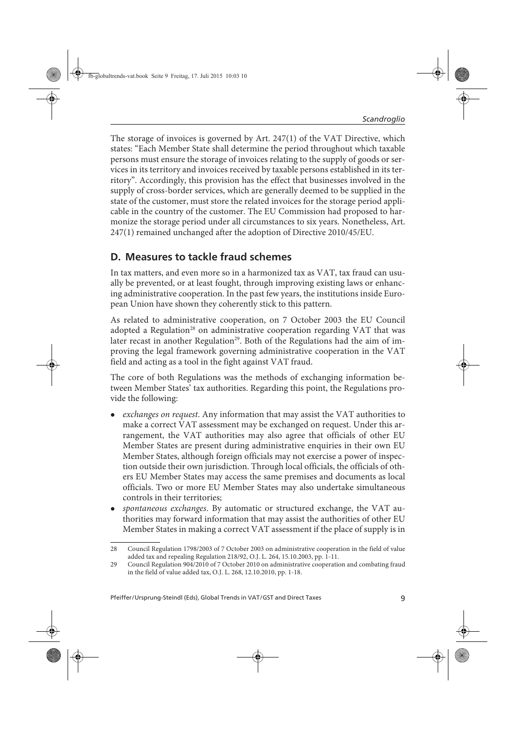The storage of invoices is governed by Art. 247(1) of the VAT Directive, which states: "Each Member State shall determine the period throughout which taxable persons must ensure the storage of invoices relating to the supply of goods or services in its territory and invoices received by taxable persons established in its territory". Accordingly, this provision has the effect that businesses involved in the supply of cross-border services, which are generally deemed to be supplied in the state of the customer, must store the related invoices for the storage period applicable in the country of the customer. The EU Commission had proposed to harmonize the storage period under all circumstances to six years. Nonetheless, Art. 247(1) remained unchanged after the adoption of Directive 2010/45/EU.

## D. Measures to tackle fraud schemes

In tax matters, and even more so in a harmonized tax as VAT, tax fraud can usually be prevented, or at least fought, through improving existing laws or enhancing administrative cooperation. In the past few years, the institutions inside European Union have shown they coherently stick to this pattern.

As related to administrative cooperation, on 7 October 2003 the EU Council adopted a Regulation[28] on administrative cooperation regarding VAT that was later recast in another Regulation[29]. Both of the Regulations had the aim of improving the legal framework governing administrative cooperation in the VAT field and acting as a tool in the fight against VAT fraud.

The core of both Regulations was the methods of exchanging information between Member States' tax authorities. Regarding this point, the Regulations provide the following:

- *exchanges on request*. Any information that may assist the VAT authorities to make a correct VAT assessment may be exchanged on request. Under this arrangement, the VAT authorities may also agree that officials of other EU Member States are present during administrative enquiries in their own EU Member States, although foreign officials may not exercise a power of inspection outside their own jurisdiction. Through local officials, the officials of others EU Member States may access the same premises and documents as local officials. Two or more EU Member States may also undertake simultaneous controls in their territories;
- *spontaneous exchanges*. By automatic or structured exchange, the VAT authorities may forward information that may assist the authorities of other EU Member States in making a correct VAT assessment if the place of supply is in

---

28 Council Regulation 1798/2003 of 7 October 2003 on administrative cooperation in the field of value added tax and repealing Regulation 218/92, O.J. L. 264, 15.10.2003, pp. 1-11.

29 Council Regulation 904/2010 of 7 October 2010 on administrative cooperation and combating fraud in the field of value added tax, O.J. L. 268, 12.10.2010, pp. 1-18.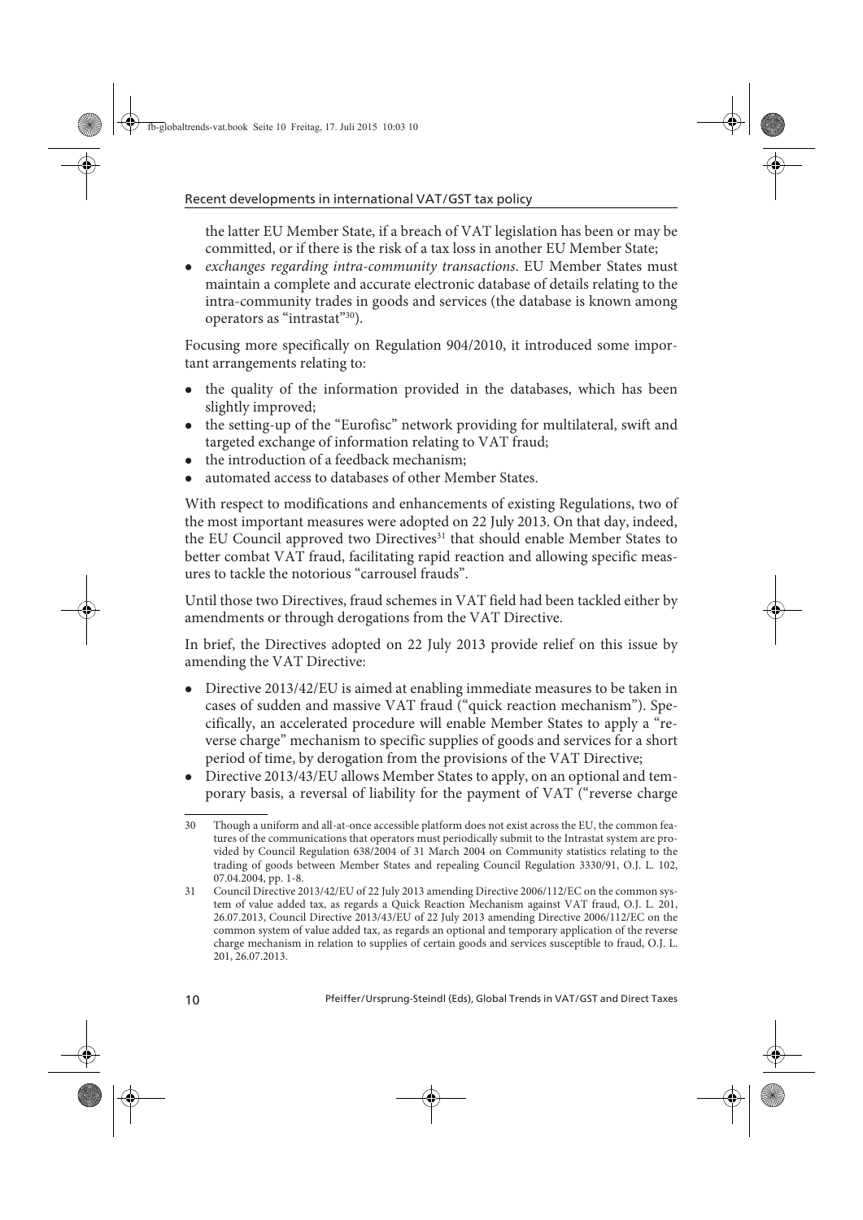the latter EU Member State, if a breach of VAT legislation has been or may be committed, or if there is the risk of a tax loss in another EU Member State;

- *exchanges regarding intra-community transactions*. EU Member States must maintain a complete and accurate electronic database of details relating to the intra-community trades in goods and services (the database is known among operators as "intrastat"[30]).

Focusing more specifically on Regulation 904/2010, it introduced some important arrangements relating to:

- the quality of the information provided in the databases, which has been slightly improved;
- the setting-up of the "Eurofisc" network providing for multilateral, swift and targeted exchange of information relating to VAT fraud;
- the introduction of a feedback mechanism;
- automated access to databases of other Member States.

With respect to modifications and enhancements of existing Regulations, two of the most important measures were adopted on 22 July 2013. On that day, indeed, the EU Council approved two Directives[31] that should enable Member States to better combat VAT fraud, facilitating rapid reaction and allowing specific measures to tackle the notorious "carrousel frauds".

Until those two Directives, fraud schemes in VAT field had been tackled either by amendments or through derogations from the VAT Directive.

In brief, the Directives adopted on 22 July 2013 provide relief on this issue by amending the VAT Directive:

- Directive 2013/42/EU is aimed at enabling immediate measures to be taken in cases of sudden and massive VAT fraud ("quick reaction mechanism"). Specifically, an accelerated procedure will enable Member States to apply a "reverse charge" mechanism to specific supplies of goods and services for a short period of time, by derogation from the provisions of the VAT Directive;
- Directive 2013/43/EU allows Member States to apply, on an optional and temporary basis, a reversal of liability for the payment of VAT ("reverse charge

---

30 Though a uniform and all-at-once accessible platform does not exist across the EU, the common features of the communications that operators must periodically submit to the Intrastat system are provided by Council Regulation 638/2004 of 31 March 2004 on Community statistics relating to the trading of goods between Member States and repealing Council Regulation 3330/91, O.J. L. 102, 07.04.2004, pp. 1-8.

31 Council Directive 2013/42/EU of 22 July 2013 amending Directive 2006/112/EC on the common system of value added tax, as regards a Quick Reaction Mechanism against VAT fraud, O.J. L. 201, 26.07.2013, Council Directive 2013/43/EU of 22 July 2013 amending Directive 2006/112/EC on the common system of value added tax, as regards an optional and temporary application of the reverse charge mechanism in relation to supplies of certain goods and services susceptible to fraud, O.J. L. 201, 26.07.2013.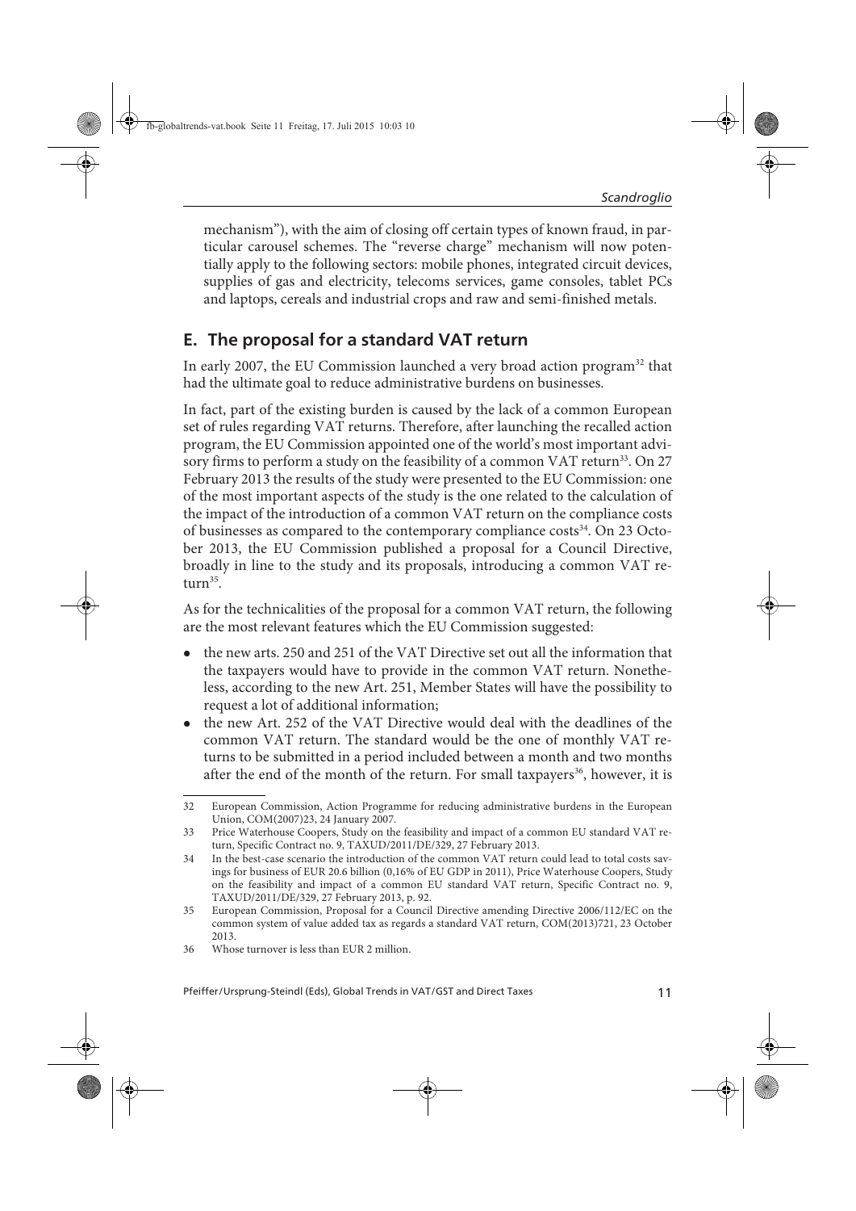mechanism"), with the aim of closing off certain types of known fraud, in particular carousel schemes. The "reverse charge" mechanism will now potentially apply to the following sectors: mobile phones, integrated circuit devices, supplies of gas and electricity, telecoms services, game consoles, tablet PCs and laptops, cereals and industrial crops and raw and semi-finished metals.

## E. The proposal for a standard VAT return

In early 2007, the EU Commission launched a very broad action program[32] that had the ultimate goal to reduce administrative burdens on businesses.

In fact, part of the existing burden is caused by the lack of a common European set of rules regarding VAT returns. Therefore, after launching the recalled action program, the EU Commission appointed one of the world's most important advisory firms to perform a study on the feasibility of a common VAT return[33]. On 27 February 2013 the results of the study were presented to the EU Commission: one of the most important aspects of the study is the one related to the calculation of the impact of the introduction of a common VAT return on the compliance costs of businesses as compared to the contemporary compliance costs[34]. On 23 October 2013, the EU Commission published a proposal for a Council Directive, broadly in line to the study and its proposals, introducing a common VAT return[35].

As for the technicalities of the proposal for a common VAT return, the following are the most relevant features which the EU Commission suggested:

- the new arts. 250 and 251 of the VAT Directive set out all the information that the taxpayers would have to provide in the common VAT return. Nonetheless, according to the new Art. 251, Member States will have the possibility to request a lot of additional information;
- the new Art. 252 of the VAT Directive would deal with the deadlines of the common VAT return. The standard would be the one of monthly VAT returns to be submitted in a period included between a month and two months after the end of the month of the return. For small taxpayers[36], however, it is

---

32 European Commission, Action Programme for reducing administrative burdens in the European Union, COM(2007)23, 24 January 2007.

33 Price Waterhouse Coopers, Study on the feasibility and impact of a common EU standard VAT return, Specific Contract no. 9, TAXUD/2011/DE/329, 27 February 2013.

34 In the best-case scenario the introduction of the common VAT return could lead to total costs savings for business of EUR 20.6 billion (0,16% of EU GDP in 2011), Price Waterhouse Coopers, Study on the feasibility and impact of a common EU standard VAT return, Specific Contract no. 9, TAXUD/2011/DE/329, 27 February 2013, p. 92.

35 European Commission, Proposal for a Council Directive amending Directive 2006/112/EC on the common system of value added tax as regards a standard VAT return, COM(2013)721, 23 October 2013.

36 Whose turnover is less than EUR 2 million.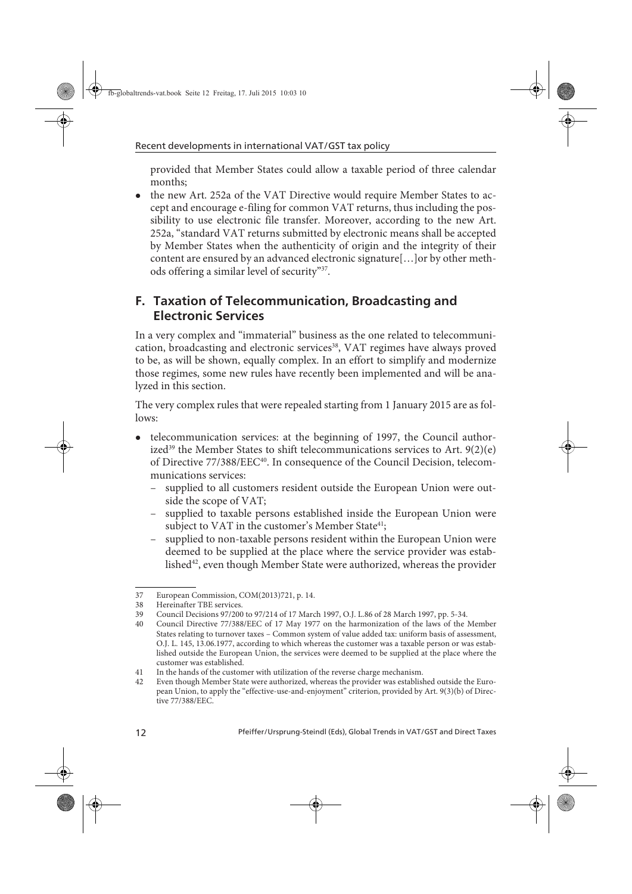provided that Member States could allow a taxable period of three calendar months;

- the new Art. 252a of the VAT Directive would require Member States to accept and encourage e-filing for common VAT returns, thus including the possibility to use electronic file transfer. Moreover, according to the new Art. 252a, "standard VAT returns submitted by electronic means shall be accepted by Member States when the authenticity of origin and the integrity of their content are ensured by an advanced electronic signature[…]or by other methods offering a similar level of security"[37].

## F. Taxation of Telecommunication, Broadcasting and Electronic Services

In a very complex and "immaterial" business as the one related to telecommunication, broadcasting and electronic services[38], VAT regimes have always proved to be, as will be shown, equally complex. In an effort to simplify and modernize those regimes, some new rules have recently been implemented and will be analyzed in this section.

The very complex rules that were repealed starting from 1 January 2015 are as follows:

- telecommunication services: at the beginning of 1997, the Council authorized[39] the Member States to shift telecommunications services to Art. 9(2)(e) of Directive 77/388/EEC[40]. In consequence of the Council Decision, telecommunications services:
  - supplied to all customers resident outside the European Union were outside the scope of VAT;
  - supplied to taxable persons established inside the European Union were subject to VAT in the customer's Member State[41];
  - supplied to non-taxable persons resident within the European Union were deemed to be supplied at the place where the service provider was established[42], even though Member State were authorized, whereas the provider

---

37 European Commission, COM(2013)721, p. 14.

38 Hereinafter TBE services.

39 Council Decisions 97/200 to 97/214 of 17 March 1997, O.J. L.86 of 28 March 1997, pp. 5-34.

40 Council Directive 77/388/EEC of 17 May 1977 on the harmonization of the laws of the Member States relating to turnover taxes – Common system of value added tax: uniform basis of assessment, O.J. L. 145, 13.06.1977, according to which whereas the customer was a taxable person or was established outside the European Union, the services were deemed to be supplied at the place where the customer was established.

41 In the hands of the customer with utilization of the reverse charge mechanism.

42 Even though Member State were authorized, whereas the provider was established outside the European Union, to apply the "effective-use-and-enjoyment" criterion, provided by Art. 9(3)(b) of Directive 77/388/EEC.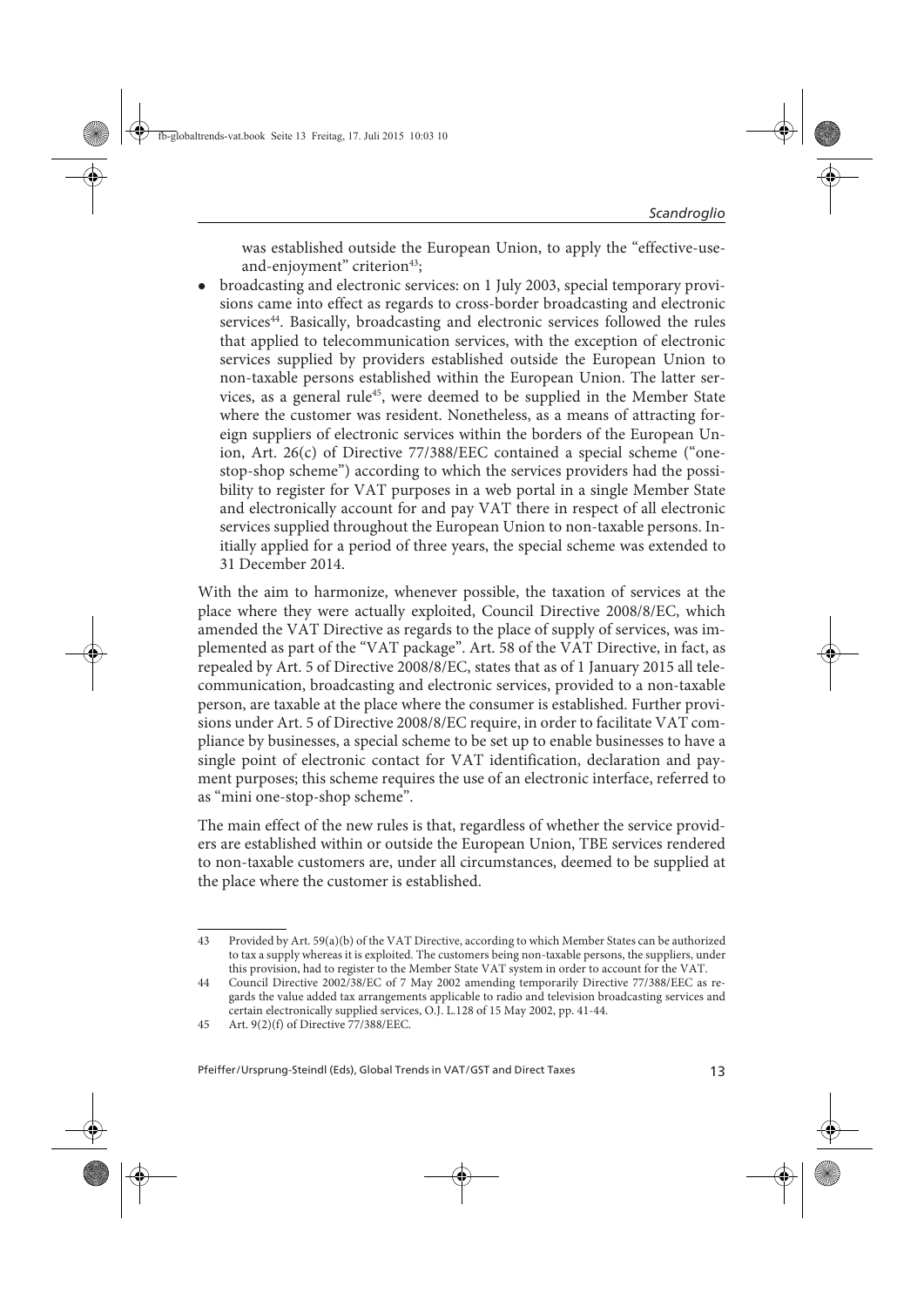was established outside the European Union, to apply the "effective-use-and-enjoyment" criterion[43];

- broadcasting and electronic services: on 1 July 2003, special temporary provisions came into effect as regards to cross-border broadcasting and electronic services[44]. Basically, broadcasting and electronic services followed the rules that applied to telecommunication services, with the exception of electronic services supplied by providers established outside the European Union to non-taxable persons established within the European Union. The latter services, as a general rule[45], were deemed to be supplied in the Member State where the customer was resident. Nonetheless, as a means of attracting foreign suppliers of electronic services within the borders of the European Union, Art. 26(c) of Directive 77/388/EEC contained a special scheme ("one-stop-shop scheme") according to which the services providers had the possibility to register for VAT purposes in a web portal in a single Member State and electronically account for and pay VAT there in respect of all electronic services supplied throughout the European Union to non-taxable persons. Initially applied for a period of three years, the special scheme was extended to 31 December 2014.

With the aim to harmonize, whenever possible, the taxation of services at the place where they were actually exploited, Council Directive 2008/8/EC, which amended the VAT Directive as regards to the place of supply of services, was implemented as part of the "VAT package". Art. 58 of the VAT Directive, in fact, as repealed by Art. 5 of Directive 2008/8/EC, states that as of 1 January 2015 all telecommunication, broadcasting and electronic services, provided to a non-taxable person, are taxable at the place where the consumer is established. Further provisions under Art. 5 of Directive 2008/8/EC require, in order to facilitate VAT compliance by businesses, a special scheme to be set up to enable businesses to have a single point of electronic contact for VAT identification, declaration and payment purposes; this scheme requires the use of an electronic interface, referred to as "mini one-stop-shop scheme".

The main effect of the new rules is that, regardless of whether the service providers are established within or outside the European Union, TBE services rendered to non-taxable customers are, under all circumstances, deemed to be supplied at the place where the customer is established.

---

43 Provided by Art. 59(a)(b) of the VAT Directive, according to which Member States can be authorized to tax a supply whereas it is exploited. The customers being non-taxable persons, the suppliers, under this provision, had to register to the Member State VAT system in order to account for the VAT.

44 Council Directive 2002/38/EC of 7 May 2002 amending temporarily Directive 77/388/EEC as regards the value added tax arrangements applicable to radio and television broadcasting services and certain electronically supplied services, O.J. L.128 of 15 May 2002, pp. 41-44.

45 Art. 9(2)(f) of Directive 77/388/EEC.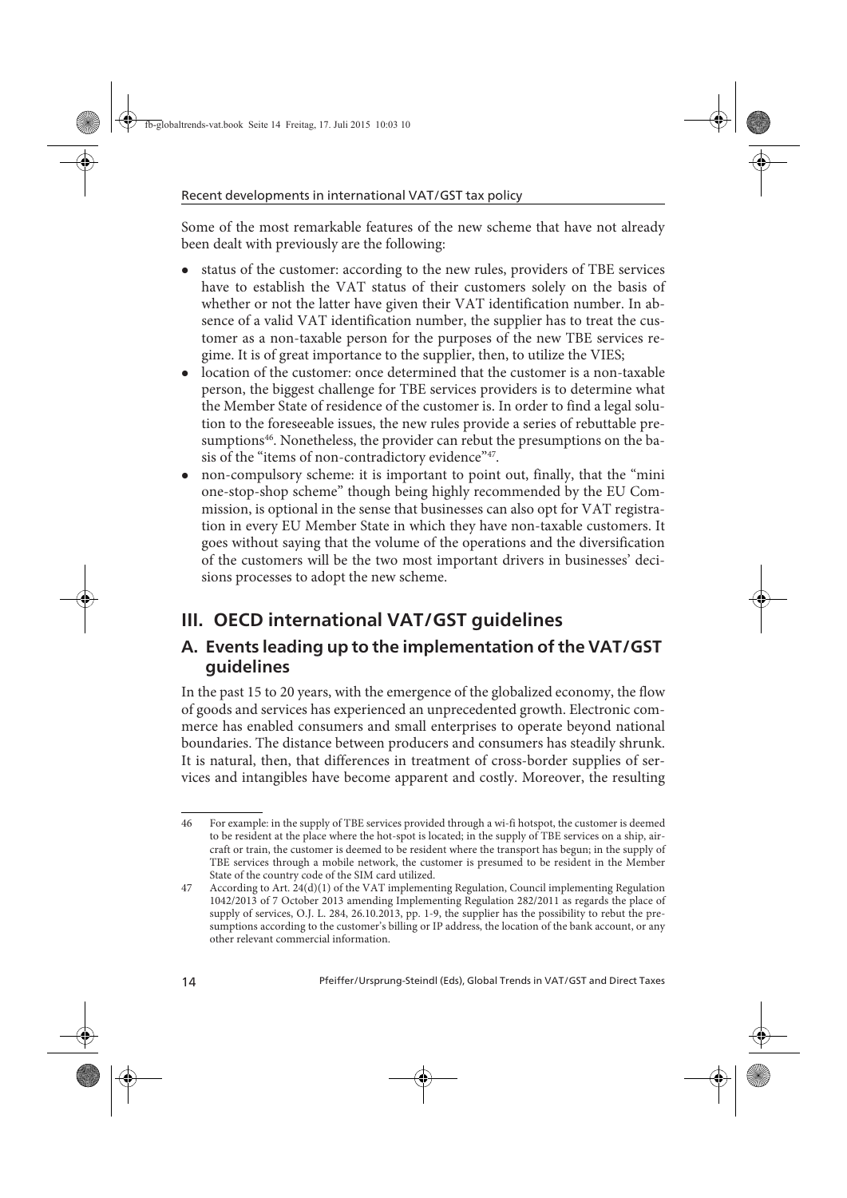Some of the most remarkable features of the new scheme that have not already been dealt with previously are the following:

- status of the customer: according to the new rules, providers of TBE services have to establish the VAT status of their customers solely on the basis of whether or not the latter have given their VAT identification number. In absence of a valid VAT identification number, the supplier has to treat the customer as a non-taxable person for the purposes of the new TBE services regime. It is of great importance to the supplier, then, to utilize the VIES;
- location of the customer: once determined that the customer is a non-taxable person, the biggest challenge for TBE services providers is to determine what the Member State of residence of the customer is. In order to find a legal solution to the foreseeable issues, the new rules provide a series of rebuttable presumptions[46]. Nonetheless, the provider can rebut the presumptions on the basis of the "items of non-contradictory evidence"[47].
- non-compulsory scheme: it is important to point out, finally, that the "mini one-stop-shop scheme" though being highly recommended by the EU Commission, is optional in the sense that businesses can also opt for VAT registration in every EU Member State in which they have non-taxable customers. It goes without saying that the volume of the operations and the diversification of the customers will be the two most important drivers in businesses' decisions processes to adopt the new scheme.

## III. OECD international VAT/GST guidelines

### A. Events leading up to the implementation of the VAT/GST guidelines

In the past 15 to 20 years, with the emergence of the globalized economy, the flow of goods and services has experienced an unprecedented growth. Electronic commerce has enabled consumers and small enterprises to operate beyond national boundaries. The distance between producers and consumers has steadily shrunk. It is natural, then, that differences in treatment of cross-border supplies of services and intangibles have become apparent and costly. Moreover, the resulting

---

46 For example: in the supply of TBE services provided through a wi-fi hotspot, the customer is deemed to be resident at the place where the hot-spot is located; in the supply of TBE services on a ship, aircraft or train, the customer is deemed to be resident where the transport has begun; in the supply of TBE services through a mobile network, the customer is presumed to be resident in the Member State of the country code of the SIM card utilized.

47 According to Art. 24(d)(1) of the VAT implementing Regulation, Council implementing Regulation 1042/2013 of 7 October 2013 amending Implementing Regulation 282/2011 as regards the place of supply of services, O.J. L. 284, 26.10.2013, pp. 1-9, the supplier has the possibility to rebut the presumptions according to the customer's billing or IP address, the location of the bank account, or any other relevant commercial information.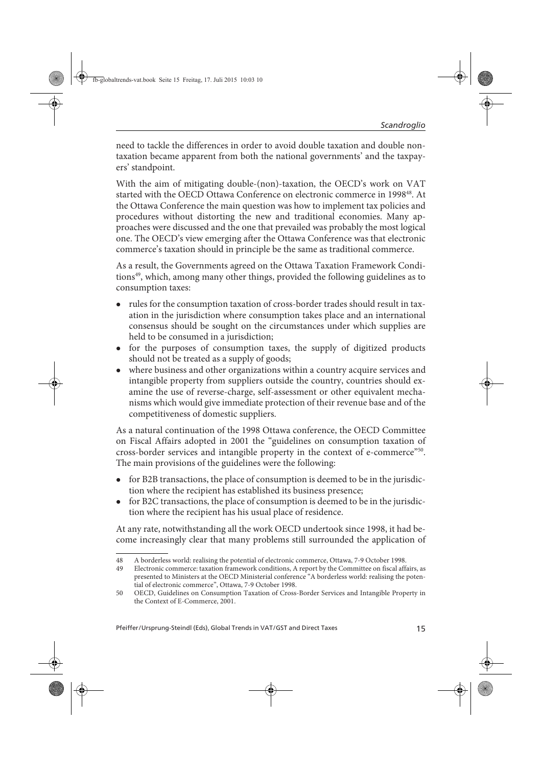need to tackle the differences in order to avoid double taxation and double non-taxation became apparent from both the national governments' and the taxpayers' standpoint.

With the aim of mitigating double-(non)-taxation, the OECD's work on VAT started with the OECD Ottawa Conference on electronic commerce in 1998[48]. At the Ottawa Conference the main question was how to implement tax policies and procedures without distorting the new and traditional economies. Many approaches were discussed and the one that prevailed was probably the most logical one. The OECD's view emerging after the Ottawa Conference was that electronic commerce's taxation should in principle be the same as traditional commerce.

As a result, the Governments agreed on the Ottawa Taxation Framework Conditions[49], which, among many other things, provided the following guidelines as to consumption taxes:

- rules for the consumption taxation of cross-border trades should result in taxation in the jurisdiction where consumption takes place and an international consensus should be sought on the circumstances under which supplies are held to be consumed in a jurisdiction;
- for the purposes of consumption taxes, the supply of digitized products should not be treated as a supply of goods;
- where business and other organizations within a country acquire services and intangible property from suppliers outside the country, countries should examine the use of reverse-charge, self-assessment or other equivalent mechanisms which would give immediate protection of their revenue base and of the competitiveness of domestic suppliers.

As a natural continuation of the 1998 Ottawa conference, the OECD Committee on Fiscal Affairs adopted in 2001 the "guidelines on consumption taxation of cross-border services and intangible property in the context of e-commerce"[50]. The main provisions of the guidelines were the following:

- for B2B transactions, the place of consumption is deemed to be in the jurisdiction where the recipient has established its business presence;
- for B2C transactions, the place of consumption is deemed to be in the jurisdiction where the recipient has his usual place of residence.

At any rate, notwithstanding all the work OECD undertook since 1998, it had become increasingly clear that many problems still surrounded the application of

---

48 A borderless world: realising the potential of electronic commerce, Ottawa, 7-9 October 1998.

49 Electronic commerce: taxation framework conditions, A report by the Committee on fiscal affairs, as presented to Ministers at the OECD Ministerial conference "A borderless world: realising the potential of electronic commerce", Ottawa, 7-9 October 1998.

50 OECD, Guidelines on Consumption Taxation of Cross-Border Services and Intangible Property in the Context of E-Commerce, 2001.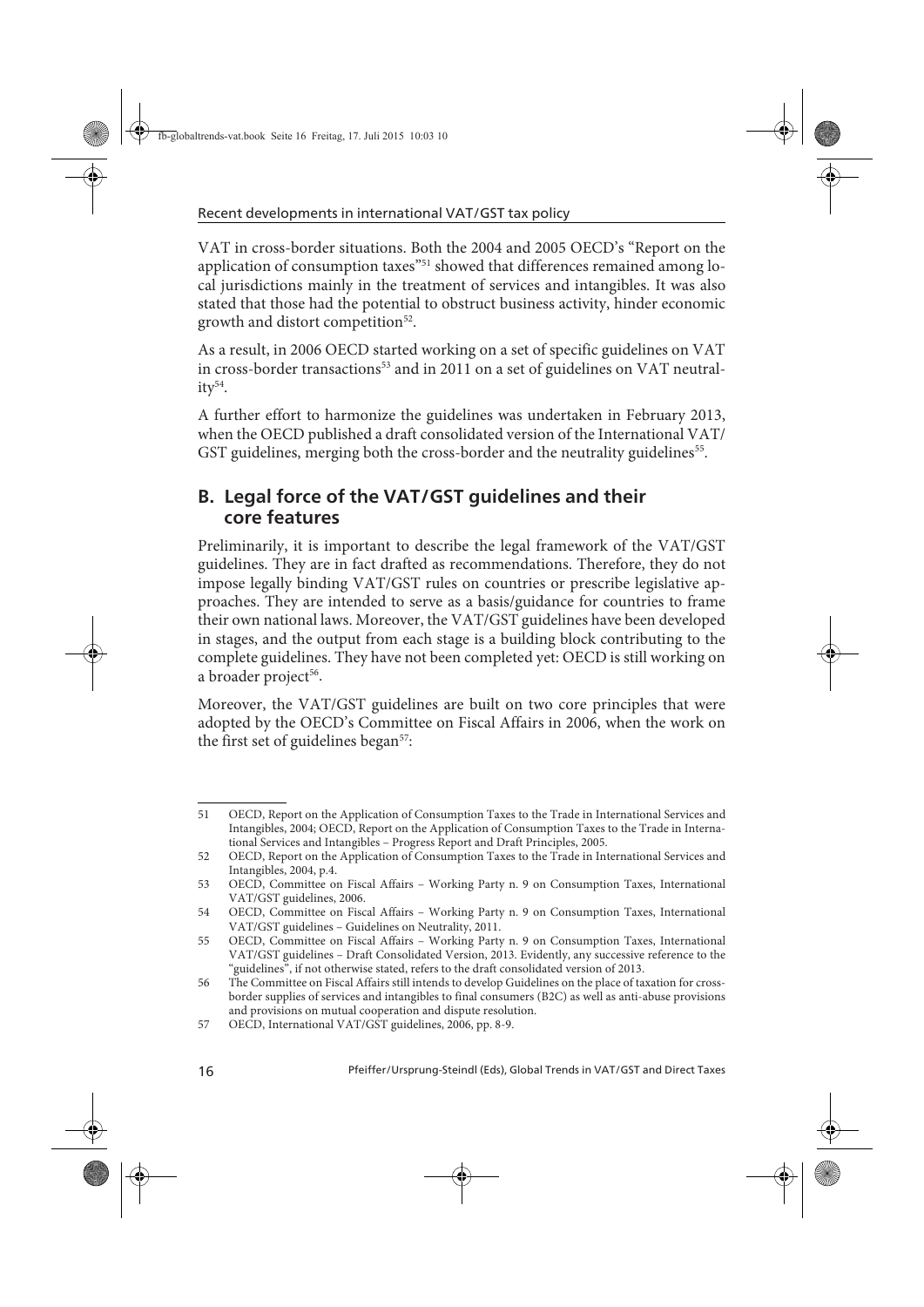VAT in cross-border situations. Both the 2004 and 2005 OECD's "Report on the application of consumption taxes"[51] showed that differences remained among local jurisdictions mainly in the treatment of services and intangibles. It was also stated that those had the potential to obstruct business activity, hinder economic growth and distort competition[52].

As a result, in 2006 OECD started working on a set of specific guidelines on VAT in cross-border transactions[53] and in 2011 on a set of guidelines on VAT neutrality[54].

A further effort to harmonize the guidelines was undertaken in February 2013, when the OECD published a draft consolidated version of the International VAT/GST guidelines, merging both the cross-border and the neutrality guidelines[55].

## B. Legal force of the VAT/GST guidelines and their core features

Preliminarily, it is important to describe the legal framework of the VAT/GST guidelines. They are in fact drafted as recommendations. Therefore, they do not impose legally binding VAT/GST rules on countries or prescribe legislative approaches. They are intended to serve as a basis/guidance for countries to frame their own national laws. Moreover, the VAT/GST guidelines have been developed in stages, and the output from each stage is a building block contributing to the complete guidelines. They have not been completed yet: OECD is still working on a broader project[56].

Moreover, the VAT/GST guidelines are built on two core principles that were adopted by the OECD's Committee on Fiscal Affairs in 2006, when the work on the first set of guidelines began[57]:

---

51 OECD, Report on the Application of Consumption Taxes to the Trade in International Services and Intangibles, 2004; OECD, Report on the Application of Consumption Taxes to the Trade in International Services and Intangibles – Progress Report and Draft Principles, 2005.

52 OECD, Report on the Application of Consumption Taxes to the Trade in International Services and Intangibles, 2004, p.4.

53 OECD, Committee on Fiscal Affairs – Working Party n. 9 on Consumption Taxes, International VAT/GST guidelines, 2006.

54 OECD, Committee on Fiscal Affairs – Working Party n. 9 on Consumption Taxes, International VAT/GST guidelines – Guidelines on Neutrality, 2011.

55 OECD, Committee on Fiscal Affairs – Working Party n. 9 on Consumption Taxes, International VAT/GST guidelines – Draft Consolidated Version, 2013. Evidently, any successive reference to the "guidelines", if not otherwise stated, refers to the draft consolidated version of 2013.

56 The Committee on Fiscal Affairs still intends to develop Guidelines on the place of taxation for cross-border supplies of services and intangibles to final consumers (B2C) as well as anti-abuse provisions and provisions on mutual cooperation and dispute resolution.

57 OECD, International VAT/GST guidelines, 2006, pp. 8-9.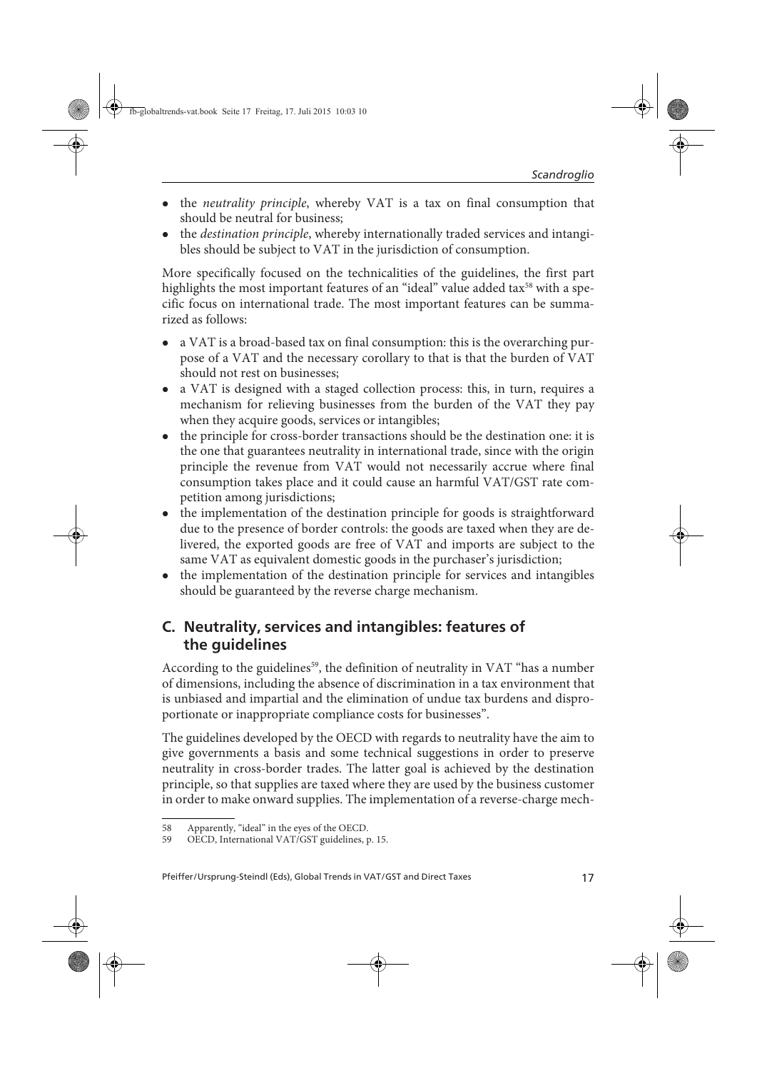- the *neutrality principle*, whereby VAT is a tax on final consumption that should be neutral for business;
- the *destination principle*, whereby internationally traded services and intangibles should be subject to VAT in the jurisdiction of consumption.

More specifically focused on the technicalities of the guidelines, the first part highlights the most important features of an "ideal" value added tax[58] with a specific focus on international trade. The most important features can be summarized as follows:

- a VAT is a broad-based tax on final consumption: this is the overarching purpose of a VAT and the necessary corollary to that is that the burden of VAT should not rest on businesses;
- a VAT is designed with a staged collection process: this, in turn, requires a mechanism for relieving businesses from the burden of the VAT they pay when they acquire goods, services or intangibles;
- the principle for cross-border transactions should be the destination one: it is the one that guarantees neutrality in international trade, since with the origin principle the revenue from VAT would not necessarily accrue where final consumption takes place and it could cause an harmful VAT/GST rate competition among jurisdictions;
- the implementation of the destination principle for goods is straightforward due to the presence of border controls: the goods are taxed when they are delivered, the exported goods are free of VAT and imports are subject to the same VAT as equivalent domestic goods in the purchaser's jurisdiction;
- the implementation of the destination principle for services and intangibles should be guaranteed by the reverse charge mechanism.

## C. Neutrality, services and intangibles: features of the guidelines

According to the guidelines[59], the definition of neutrality in VAT "has a number of dimensions, including the absence of discrimination in a tax environment that is unbiased and impartial and the elimination of undue tax burdens and disproportionate or inappropriate compliance costs for businesses".

The guidelines developed by the OECD with regards to neutrality have the aim to give governments a basis and some technical suggestions in order to preserve neutrality in cross-border trades. The latter goal is achieved by the destination principle, so that supplies are taxed where they are used by the business customer in order to make onward supplies. The implementation of a reverse-charge mech-

---

58 Apparently, "ideal" in the eyes of the OECD.

59 OECD, International VAT/GST guidelines, p. 15.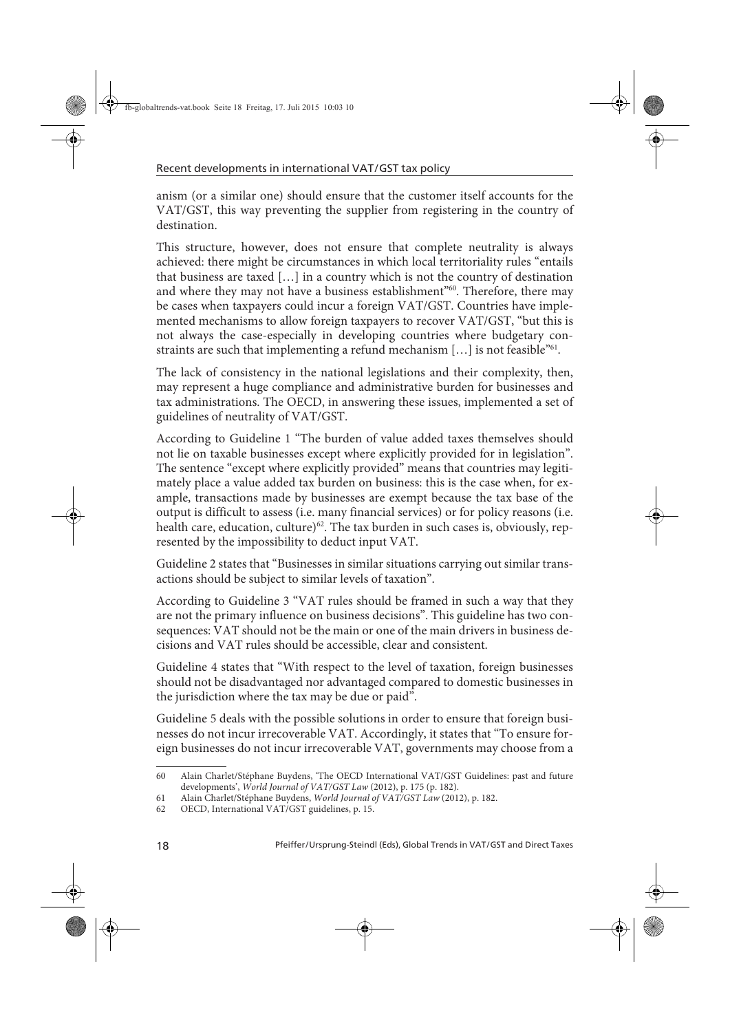anism (or a similar one) should ensure that the customer itself accounts for the VAT/GST, this way preventing the supplier from registering in the country of destination.

This structure, however, does not ensure that complete neutrality is always achieved: there might be circumstances in which local territoriality rules "entails that business are taxed […] in a country which is not the country of destination and where they may not have a business establishment"[60]. Therefore, there may be cases when taxpayers could incur a foreign VAT/GST. Countries have implemented mechanisms to allow foreign taxpayers to recover VAT/GST, "but this is not always the case-especially in developing countries where budgetary constraints are such that implementing a refund mechanism […] is not feasible"[61].

The lack of consistency in the national legislations and their complexity, then, may represent a huge compliance and administrative burden for businesses and tax administrations. The OECD, in answering these issues, implemented a set of guidelines of neutrality of VAT/GST.

According to Guideline 1 "The burden of value added taxes themselves should not lie on taxable businesses except where explicitly provided for in legislation". The sentence "except where explicitly provided" means that countries may legitimately place a value added tax burden on business: this is the case when, for example, transactions made by businesses are exempt because the tax base of the output is difficult to assess (i.e. many financial services) or for policy reasons (i.e. health care, education, culture)[62]. The tax burden in such cases is, obviously, represented by the impossibility to deduct input VAT.

Guideline 2 states that "Businesses in similar situations carrying out similar transactions should be subject to similar levels of taxation".

According to Guideline 3 "VAT rules should be framed in such a way that they are not the primary influence on business decisions". This guideline has two consequences: VAT should not be the main or one of the main drivers in business decisions and VAT rules should be accessible, clear and consistent.

Guideline 4 states that "With respect to the level of taxation, foreign businesses should not be disadvantaged nor advantaged compared to domestic businesses in the jurisdiction where the tax may be due or paid".

Guideline 5 deals with the possible solutions in order to ensure that foreign businesses do not incur irrecoverable VAT. Accordingly, it states that "To ensure foreign businesses do not incur irrecoverable VAT, governments may choose from a

---

60 Alain Charlet/Stéphane Buydens, 'The OECD International VAT/GST Guidelines: past and future developments', *World Journal of VAT/GST Law* (2012), p. 175 (p. 182).

61 Alain Charlet/Stéphane Buydens, *World Journal of VAT/GST Law* (2012), p. 182.

62 OECD, International VAT/GST guidelines, p. 15.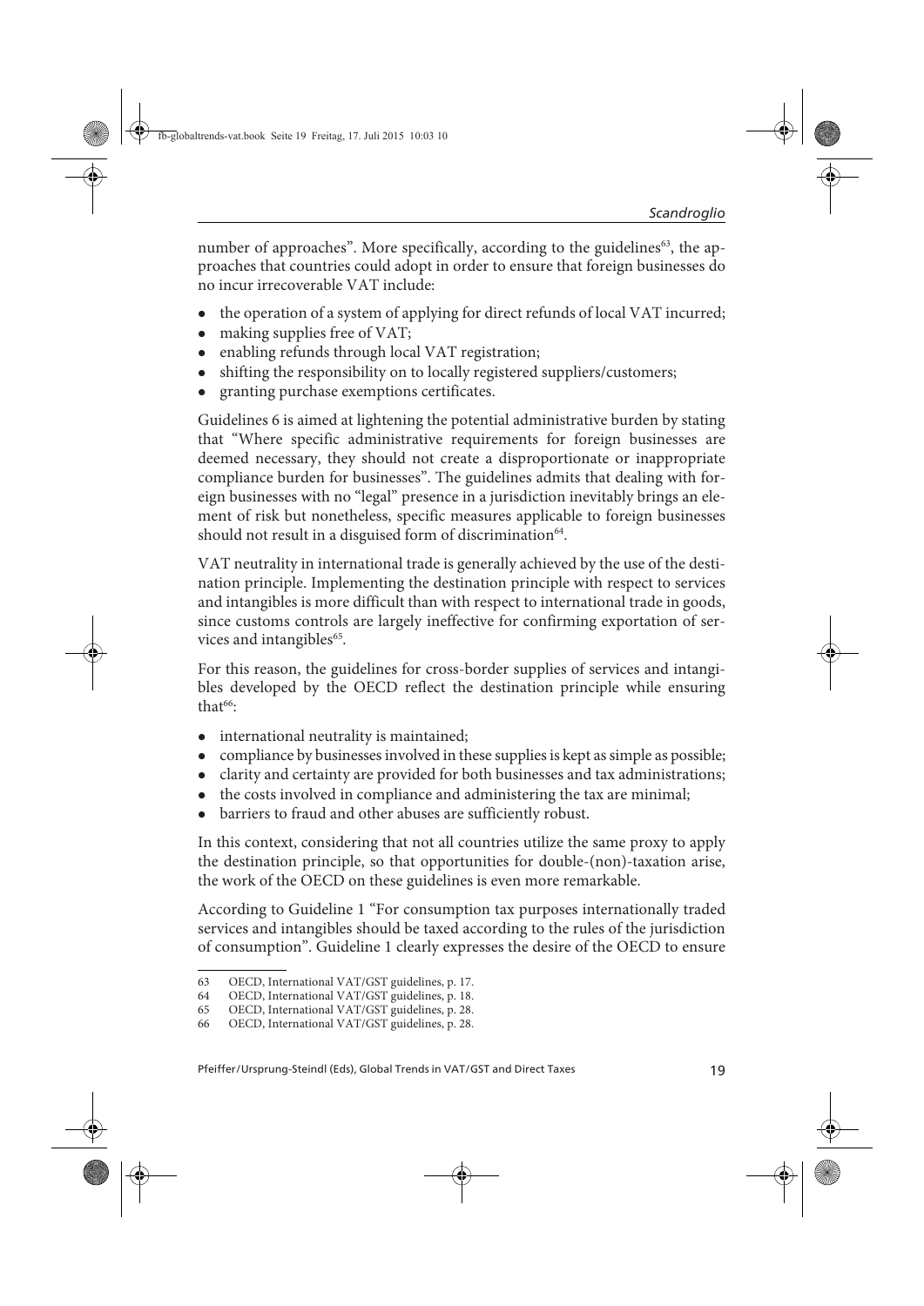number of approaches". More specifically, according to the guidelines[63], the approaches that countries could adopt in order to ensure that foreign businesses do no incur irrecoverable VAT include:

- the operation of a system of applying for direct refunds of local VAT incurred;
- making supplies free of VAT;
- enabling refunds through local VAT registration;
- shifting the responsibility on to locally registered suppliers/customers;
- granting purchase exemptions certificates.

Guidelines 6 is aimed at lightening the potential administrative burden by stating that "Where specific administrative requirements for foreign businesses are deemed necessary, they should not create a disproportionate or inappropriate compliance burden for businesses". The guidelines admits that dealing with foreign businesses with no "legal" presence in a jurisdiction inevitably brings an element of risk but nonetheless, specific measures applicable to foreign businesses should not result in a disguised form of discrimination[64].

VAT neutrality in international trade is generally achieved by the use of the destination principle. Implementing the destination principle with respect to services and intangibles is more difficult than with respect to international trade in goods, since customs controls are largely ineffective for confirming exportation of services and intangibles[65].

For this reason, the guidelines for cross-border supplies of services and intangibles developed by the OECD reflect the destination principle while ensuring that[66]:

- international neutrality is maintained;
- compliance by businesses involved in these supplies is kept as simple as possible;
- clarity and certainty are provided for both businesses and tax administrations;
- the costs involved in compliance and administering the tax are minimal;
- barriers to fraud and other abuses are sufficiently robust.

In this context, considering that not all countries utilize the same proxy to apply the destination principle, so that opportunities for double-(non)-taxation arise, the work of the OECD on these guidelines is even more remarkable.

According to Guideline 1 "For consumption tax purposes internationally traded services and intangibles should be taxed according to the rules of the jurisdiction of consumption". Guideline 1 clearly expresses the desire of the OECD to ensure

---

63 OECD, International VAT/GST guidelines, p. 17.
64 OECD, International VAT/GST guidelines, p. 18.
65 OECD, International VAT/GST guidelines, p. 28.
66 OECD, International VAT/GST guidelines, p. 28.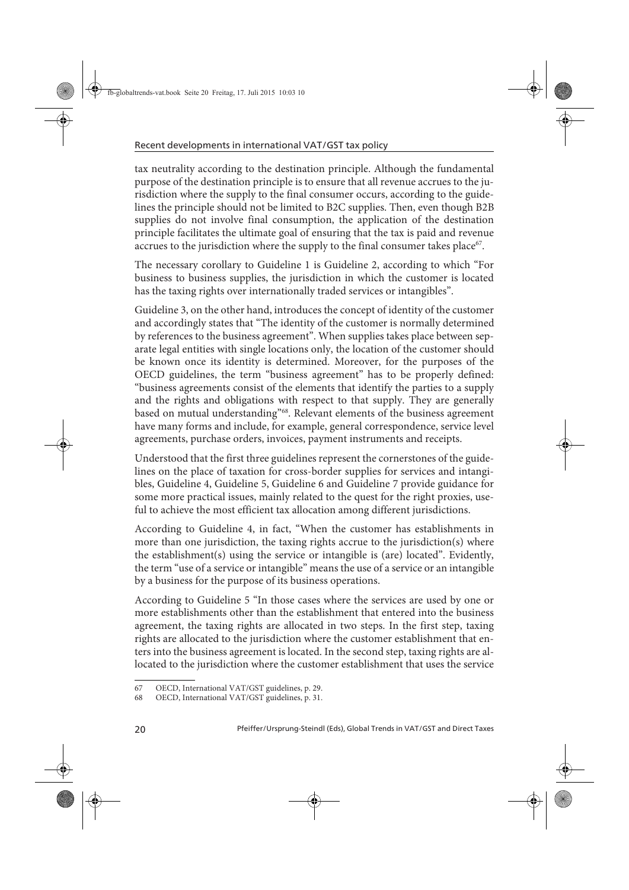tax neutrality according to the destination principle. Although the fundamental purpose of the destination principle is to ensure that all revenue accrues to the jurisdiction where the supply to the final consumer occurs, according to the guidelines the principle should not be limited to B2C supplies. Then, even though B2B supplies do not involve final consumption, the application of the destination principle facilitates the ultimate goal of ensuring that the tax is paid and revenue accrues to the jurisdiction where the supply to the final consumer takes place[67].

The necessary corollary to Guideline 1 is Guideline 2, according to which "For business to business supplies, the jurisdiction in which the customer is located has the taxing rights over internationally traded services or intangibles".

Guideline 3, on the other hand, introduces the concept of identity of the customer and accordingly states that "The identity of the customer is normally determined by references to the business agreement". When supplies takes place between separate legal entities with single locations only, the location of the customer should be known once its identity is determined. Moreover, for the purposes of the OECD guidelines, the term "business agreement" has to be properly defined: "business agreements consist of the elements that identify the parties to a supply and the rights and obligations with respect to that supply. They are generally based on mutual understanding"[68]. Relevant elements of the business agreement have many forms and include, for example, general correspondence, service level agreements, purchase orders, invoices, payment instruments and receipts.

Understood that the first three guidelines represent the cornerstones of the guidelines on the place of taxation for cross-border supplies for services and intangibles, Guideline 4, Guideline 5, Guideline 6 and Guideline 7 provide guidance for some more practical issues, mainly related to the quest for the right proxies, useful to achieve the most efficient tax allocation among different jurisdictions.

According to Guideline 4, in fact, "When the customer has establishments in more than one jurisdiction, the taxing rights accrue to the jurisdiction(s) where the establishment(s) using the service or intangible is (are) located". Evidently, the term "use of a service or intangible" means the use of a service or an intangible by a business for the purpose of its business operations.

According to Guideline 5 "In those cases where the services are used by one or more establishments other than the establishment that entered into the business agreement, the taxing rights are allocated in two steps. In the first step, taxing rights are allocated to the jurisdiction where the customer establishment that enters into the business agreement is located. In the second step, taxing rights are allocated to the jurisdiction where the customer establishment that uses the service

---

67 OECD, International VAT/GST guidelines, p. 29.

68 OECD, International VAT/GST guidelines, p. 31.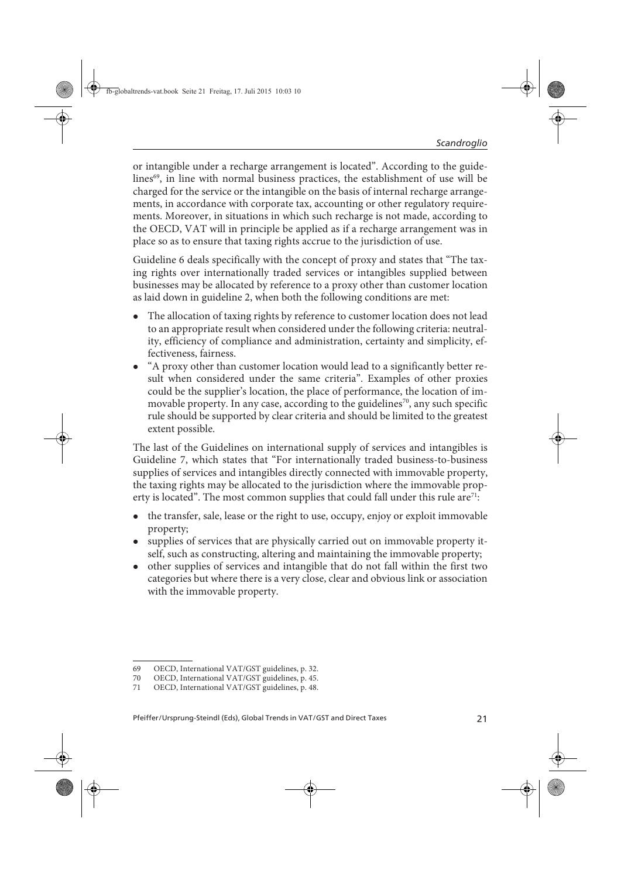or intangible under a recharge arrangement is located". According to the guidelines[69], in line with normal business practices, the establishment of use will be charged for the service or the intangible on the basis of internal recharge arrangements, in accordance with corporate tax, accounting or other regulatory requirements. Moreover, in situations in which such recharge is not made, according to the OECD, VAT will in principle be applied as if a recharge arrangement was in place so as to ensure that taxing rights accrue to the jurisdiction of use.

Guideline 6 deals specifically with the concept of proxy and states that "The taxing rights over internationally traded services or intangibles supplied between businesses may be allocated by reference to a proxy other than customer location as laid down in guideline 2, when both the following conditions are met:

- The allocation of taxing rights by reference to customer location does not lead to an appropriate result when considered under the following criteria: neutrality, efficiency of compliance and administration, certainty and simplicity, effectiveness, fairness.
- "A proxy other than customer location would lead to a significantly better result when considered under the same criteria". Examples of other proxies could be the supplier's location, the place of performance, the location of immovable property. In any case, according to the guidelines[70], any such specific rule should be supported by clear criteria and should be limited to the greatest extent possible.

The last of the Guidelines on international supply of services and intangibles is Guideline 7, which states that "For internationally traded business-to-business supplies of services and intangibles directly connected with immovable property, the taxing rights may be allocated to the jurisdiction where the immovable property is located". The most common supplies that could fall under this rule are[71]:

- the transfer, sale, lease or the right to use, occupy, enjoy or exploit immovable property;
- supplies of services that are physically carried out on immovable property itself, such as constructing, altering and maintaining the immovable property;
- other supplies of services and intangible that do not fall within the first two categories but where there is a very close, clear and obvious link or association with the immovable property.

---

69 OECD, International VAT/GST guidelines, p. 32.

70 OECD, International VAT/GST guidelines, p. 45.

71 OECD, International VAT/GST guidelines, p. 48.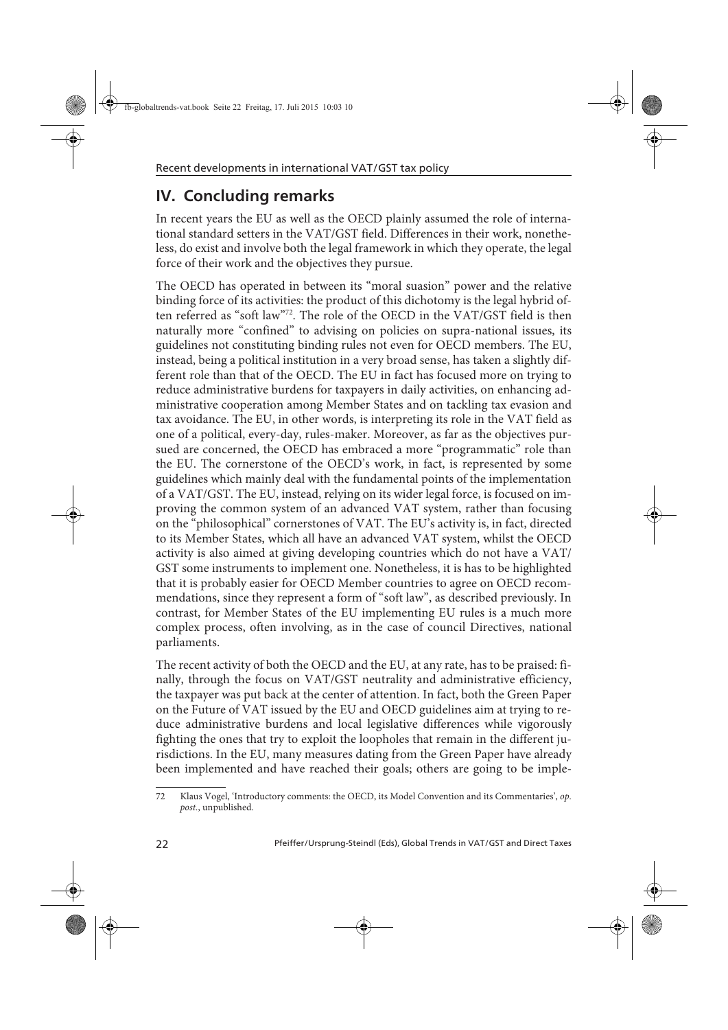## IV. Concluding remarks

In recent years the EU as well as the OECD plainly assumed the role of international standard setters in the VAT/GST field. Differences in their work, nonetheless, do exist and involve both the legal framework in which they operate, the legal force of their work and the objectives they pursue.

The OECD has operated in between its "moral suasion" power and the relative binding force of its activities: the product of this dichotomy is the legal hybrid often referred as "soft law"[72]. The role of the OECD in the VAT/GST field is then naturally more "confined" to advising on policies on supra-national issues, its guidelines not constituting binding rules not even for OECD members. The EU, instead, being a political institution in a very broad sense, has taken a slightly different role than that of the OECD. The EU in fact has focused more on trying to reduce administrative burdens for taxpayers in daily activities, on enhancing administrative cooperation among Member States and on tackling tax evasion and tax avoidance. The EU, in other words, is interpreting its role in the VAT field as one of a political, every-day, rules-maker. Moreover, as far as the objectives pursued are concerned, the OECD has embraced a more "programmatic" role than the EU. The cornerstone of the OECD's work, in fact, is represented by some guidelines which mainly deal with the fundamental points of the implementation of a VAT/GST. The EU, instead, relying on its wider legal force, is focused on improving the common system of an advanced VAT system, rather than focusing on the "philosophical" cornerstones of VAT. The EU's activity is, in fact, directed to its Member States, which all have an advanced VAT system, whilst the OECD activity is also aimed at giving developing countries which do not have a VAT/GST some instruments to implement one. Nonetheless, it is has to be highlighted that it is probably easier for OECD Member countries to agree on OECD recommendations, since they represent a form of "soft law", as described previously. In contrast, for Member States of the EU implementing EU rules is a much more complex process, often involving, as in the case of council Directives, national parliaments.

The recent activity of both the OECD and the EU, at any rate, has to be praised: finally, through the focus on VAT/GST neutrality and administrative efficiency, the taxpayer was put back at the center of attention. In fact, both the Green Paper on the Future of VAT issued by the EU and OECD guidelines aim at trying to reduce administrative burdens and local legislative differences while vigorously fighting the ones that try to exploit the loopholes that remain in the different jurisdictions. In the EU, many measures dating from the Green Paper have already been implemented and have reached their goals; others are going to be imple-

---

72 Klaus Vogel, 'Introductory comments: the OECD, its Model Convention and its Commentaries', *op. post.*, unpublished.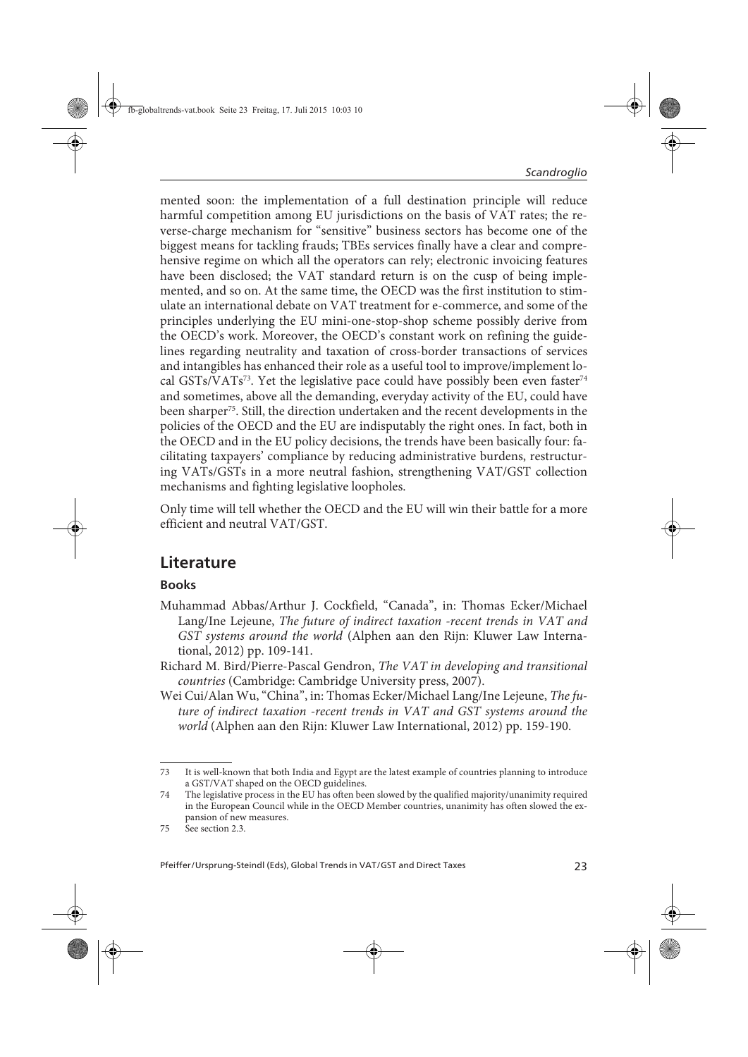mented soon: the implementation of a full destination principle will reduce harmful competition among EU jurisdictions on the basis of VAT rates; the reverse-charge mechanism for "sensitive" business sectors has become one of the biggest means for tackling frauds; TBEs services finally have a clear and comprehensive regime on which all the operators can rely; electronic invoicing features have been disclosed; the VAT standard return is on the cusp of being implemented, and so on. At the same time, the OECD was the first institution to stimulate an international debate on VAT treatment for e-commerce, and some of the principles underlying the EU mini-one-stop-shop scheme possibly derive from the OECD's work. Moreover, the OECD's constant work on refining the guidelines regarding neutrality and taxation of cross-border transactions of services and intangibles has enhanced their role as a useful tool to improve/implement local GSTs/VATs[73]. Yet the legislative pace could have possibly been even faster[74] and sometimes, above all the demanding, everyday activity of the EU, could have been sharper[75]. Still, the direction undertaken and the recent developments in the policies of the OECD and the EU are indisputably the right ones. In fact, both in the OECD and in the EU policy decisions, the trends have been basically four: facilitating taxpayers' compliance by reducing administrative burdens, restructuring VATs/GSTs in a more neutral fashion, strengthening VAT/GST collection mechanisms and fighting legislative loopholes.

Only time will tell whether the OECD and the EU will win their battle for a more efficient and neutral VAT/GST.

## Literature

### Books

Muhammad Abbas/Arthur J. Cockfield, "Canada", in: Thomas Ecker/Michael Lang/Ine Lejeune, *The future of indirect taxation -recent trends in VAT and GST systems around the world* (Alphen aan den Rijn: Kluwer Law International, 2012) pp. 109-141.

Richard M. Bird/Pierre-Pascal Gendron, *The VAT in developing and transitional countries* (Cambridge: Cambridge University press, 2007).

Wei Cui/Alan Wu, "China", in: Thomas Ecker/Michael Lang/Ine Lejeune, *The future of indirect taxation -recent trends in VAT and GST systems around the world* (Alphen aan den Rijn: Kluwer Law International, 2012) pp. 159-190.

---

73 It is well-known that both India and Egypt are the latest example of countries planning to introduce a GST/VAT shaped on the OECD guidelines.

74 The legislative process in the EU has often been slowed by the qualified majority/unanimity required in the European Council while in the OECD Member countries, unanimity has often slowed the expansion of new measures.

75 See section 2.3.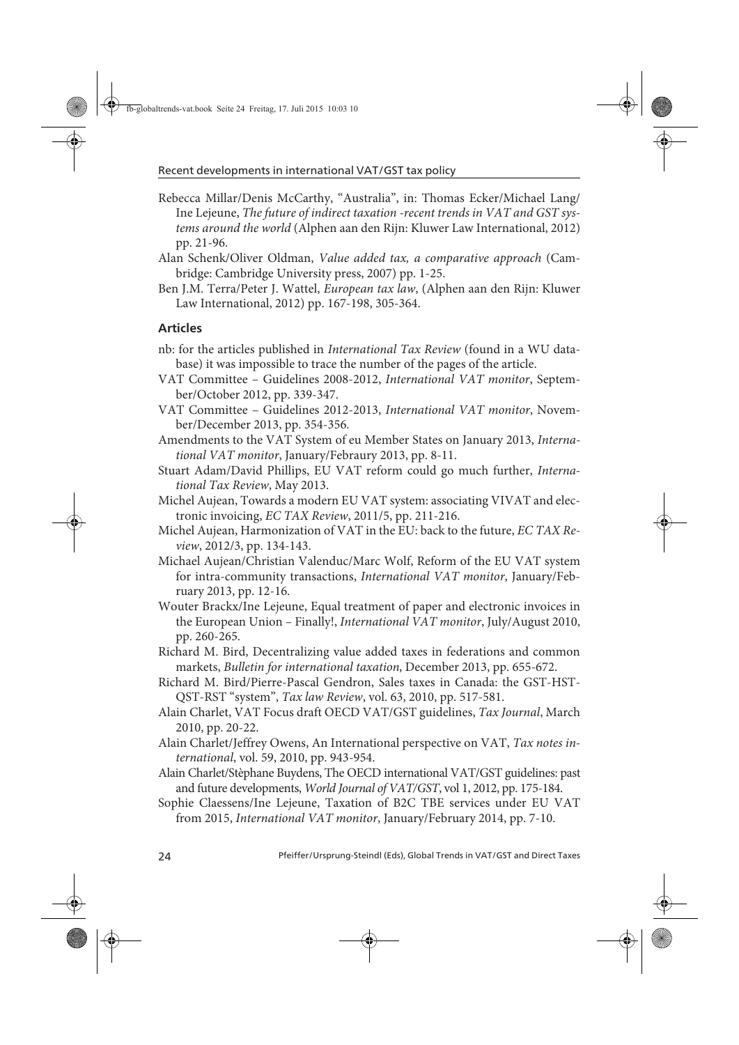Rebecca Millar/Denis McCarthy, "Australia", in: Thomas Ecker/Michael Lang/ Ine Lejeune, *The future of indirect taxation -recent trends in VAT and GST systems around the world* (Alphen aan den Rijn: Kluwer Law International, 2012) pp. 21-96.

Alan Schenk/Oliver Oldman, *Value added tax, a comparative approach* (Cambridge: Cambridge University press, 2007) pp. 1-25.

Ben J.M. Terra/Peter J. Wattel, *European tax law*, (Alphen aan den Rijn: Kluwer Law International, 2012) pp. 167-198, 305-364.

### Articles

nb: for the articles published in *International Tax Review* (found in a WU database) it was impossible to trace the number of the pages of the article.

VAT Committee – Guidelines 2008-2012, *International VAT monitor*, September/October 2012, pp. 339-347.

VAT Committee – Guidelines 2012-2013, *International VAT monitor*, November/December 2013, pp. 354-356.

Amendments to the VAT System of eu Member States on January 2013, *International VAT monitor*, January/Febraury 2013, pp. 8-11.

Stuart Adam/David Phillips, EU VAT reform could go much further, *International Tax Review*, May 2013.

Michel Aujean, Towards a modern EU VAT system: associating VIVAT and electronic invoicing, *EC TAX Review*, 2011/5, pp. 211-216.

Michel Aujean, Harmonization of VAT in the EU: back to the future, *EC TAX Review*, 2012/3, pp. 134-143.

Michael Aujean/Christian Valenduc/Marc Wolf, Reform of the EU VAT system for intra-community transactions, *International VAT monitor*, January/February 2013, pp. 12-16.

Wouter Brackx/Ine Lejeune, Equal treatment of paper and electronic invoices in the European Union – Finally!, *International VAT monitor*, July/August 2010, pp. 260-265.

Richard M. Bird, Decentralizing value added taxes in federations and common markets, *Bulletin for international taxation*, December 2013, pp. 655-672.

Richard M. Bird/Pierre-Pascal Gendron, Sales taxes in Canada: the GST-HST-QST-RST "system", *Tax law Review*, vol. 63, 2010, pp. 517-581.

Alain Charlet, VAT Focus draft OECD VAT/GST guidelines, *Tax Journal*, March 2010, pp. 20-22.

Alain Charlet/Jeffrey Owens, An International perspective on VAT, *Tax notes international*, vol. 59, 2010, pp. 943-954.

Alain Charlet/Stèphane Buydens, The OECD international VAT/GST guidelines: past and future developments, *World Journal of VAT/GST*, vol 1, 2012, pp. 175-184.

Sophie Claessens/Ine Lejeune, Taxation of B2C TBE services under EU VAT from 2015, *International VAT monitor*, January/February 2014, pp. 7-10.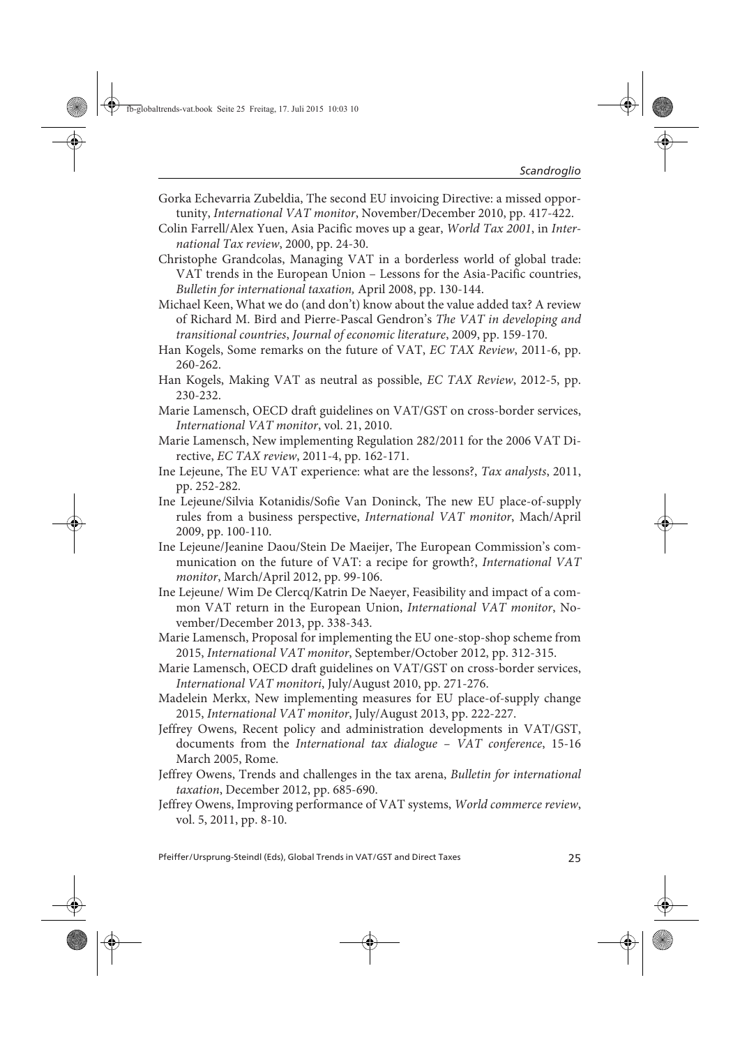Gorka Echevarria Zubeldia, The second EU invoicing Directive: a missed opportunity, *International VAT monitor*, November/December 2010, pp. 417-422.

Colin Farrell/Alex Yuen, Asia Pacific moves up a gear, *World Tax 2001*, in *International Tax review*, 2000, pp. 24-30.

Christophe Grandcolas, Managing VAT in a borderless world of global trade: VAT trends in the European Union – Lessons for the Asia-Pacific countries, *Bulletin for international taxation,* April 2008, pp. 130-144.

Michael Keen, What we do (and don't) know about the value added tax? A review of Richard M. Bird and Pierre-Pascal Gendron's *The VAT in developing and transitional countries*, *Journal of economic literature*, 2009, pp. 159-170.

Han Kogels, Some remarks on the future of VAT, *EC TAX Review*, 2011-6, pp. 260-262.

Han Kogels, Making VAT as neutral as possible, *EC TAX Review*, 2012-5, pp. 230-232.

Marie Lamensch, OECD draft guidelines on VAT/GST on cross-border services, *International VAT monitor*, vol. 21, 2010.

Marie Lamensch, New implementing Regulation 282/2011 for the 2006 VAT Directive, *EC TAX review*, 2011-4, pp. 162-171.

Ine Lejeune, The EU VAT experience: what are the lessons?, *Tax analysts*, 2011, pp. 252-282.

Ine Lejeune/Silvia Kotanidis/Sofie Van Doninck, The new EU place-of-supply rules from a business perspective, *International VAT monitor*, Mach/April 2009, pp. 100-110.

Ine Lejeune/Jeanine Daou/Stein De Maeijer, The European Commission's communication on the future of VAT: a recipe for growth?, *International VAT monitor*, March/April 2012, pp. 99-106.

Ine Lejeune/ Wim De Clercq/Katrin De Naeyer, Feasibility and impact of a common VAT return in the European Union, *International VAT monitor*, November/December 2013, pp. 338-343.

Marie Lamensch, Proposal for implementing the EU one-stop-shop scheme from 2015, *International VAT monitor*, September/October 2012, pp. 312-315.

Marie Lamensch, OECD draft guidelines on VAT/GST on cross-border services, *International VAT monitori*, July/August 2010, pp. 271-276.

Madelein Merkx, New implementing measures for EU place-of-supply change 2015, *International VAT monitor*, July/August 2013, pp. 222-227.

Jeffrey Owens, Recent policy and administration developments in VAT/GST, documents from the *International tax dialogue – VAT conference*, 15-16 March 2005, Rome.

Jeffrey Owens, Trends and challenges in the tax arena, *Bulletin for international taxation*, December 2012, pp. 685-690.

Jeffrey Owens, Improving performance of VAT systems, *World commerce review*, vol. 5, 2011, pp. 8-10.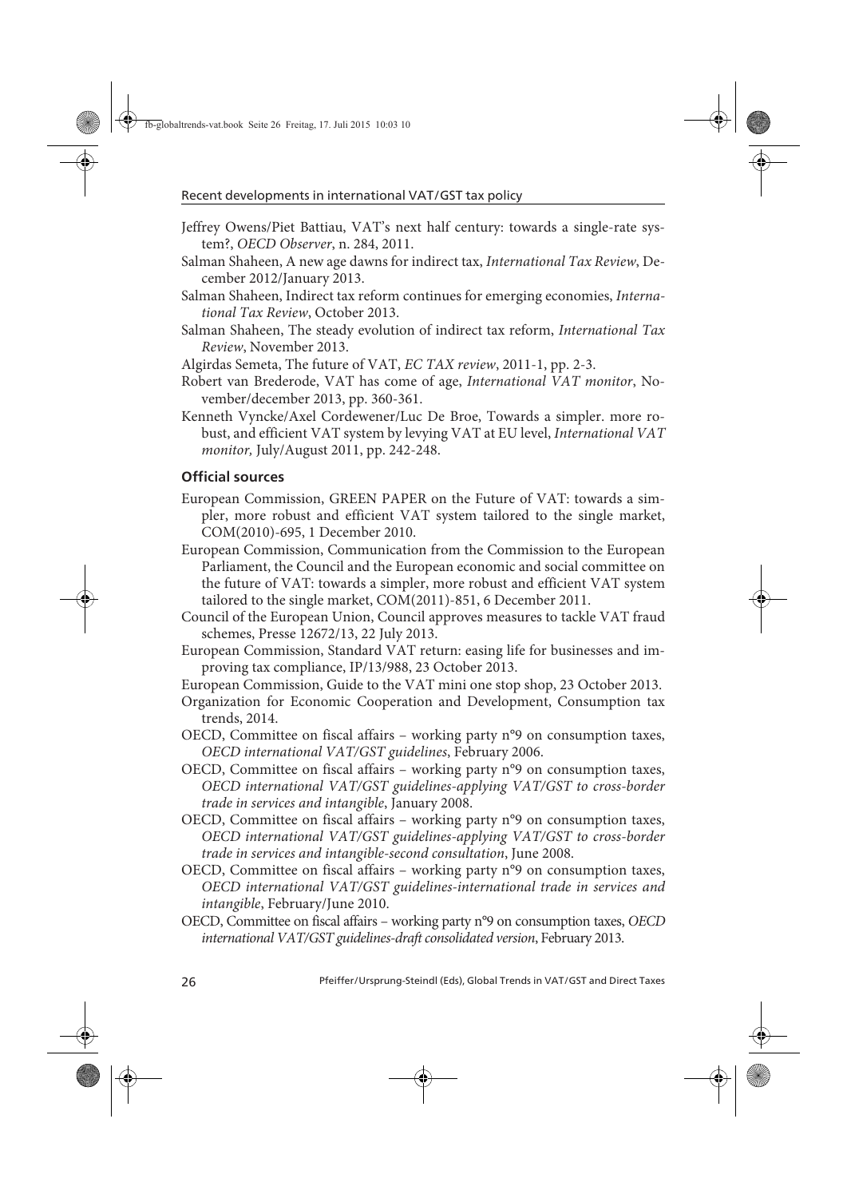Jeffrey Owens/Piet Battiau, VAT's next half century: towards a single-rate system?, *OECD Observer*, n. 284, 2011.

Salman Shaheen, A new age dawns for indirect tax, *International Tax Review*, December 2012/January 2013.

Salman Shaheen, Indirect tax reform continues for emerging economies, *International Tax Review*, October 2013.

Salman Shaheen, The steady evolution of indirect tax reform, *International Tax Review*, November 2013.

Algirdas Semeta, The future of VAT, *EC TAX review*, 2011-1, pp. 2-3.

Robert van Brederode, VAT has come of age, *International VAT monitor*, November/december 2013, pp. 360-361.

Kenneth Vyncke/Axel Cordewener/Luc De Broe, Towards a simpler. more robust, and efficient VAT system by levying VAT at EU level, *International VAT monitor,* July/August 2011, pp. 242-248.

### Official sources

European Commission, GREEN PAPER on the Future of VAT: towards a simpler, more robust and efficient VAT system tailored to the single market, COM(2010)-695, 1 December 2010.

European Commission, Communication from the Commission to the European Parliament, the Council and the European economic and social committee on the future of VAT: towards a simpler, more robust and efficient VAT system tailored to the single market, COM(2011)-851, 6 December 2011.

Council of the European Union, Council approves measures to tackle VAT fraud schemes, Presse 12672/13, 22 July 2013.

European Commission, Standard VAT return: easing life for businesses and improving tax compliance, IP/13/988, 23 October 2013.

European Commission, Guide to the VAT mini one stop shop, 23 October 2013.

Organization for Economic Cooperation and Development, Consumption tax trends, 2014.

OECD, Committee on fiscal affairs – working party n°9 on consumption taxes, *OECD international VAT/GST guidelines*, February 2006.

OECD, Committee on fiscal affairs – working party n°9 on consumption taxes, *OECD international VAT/GST guidelines-applying VAT/GST to cross-border trade in services and intangible*, January 2008.

OECD, Committee on fiscal affairs – working party n°9 on consumption taxes, *OECD international VAT/GST guidelines-applying VAT/GST to cross-border trade in services and intangible-second consultation*, June 2008.

OECD, Committee on fiscal affairs – working party n°9 on consumption taxes, *OECD international VAT/GST guidelines-international trade in services and intangible*, February/June 2010.

OECD, Committee on fiscal affairs – working party n°9 on consumption taxes, *OECD international VAT/GST guidelines-draft consolidated version*, February 2013.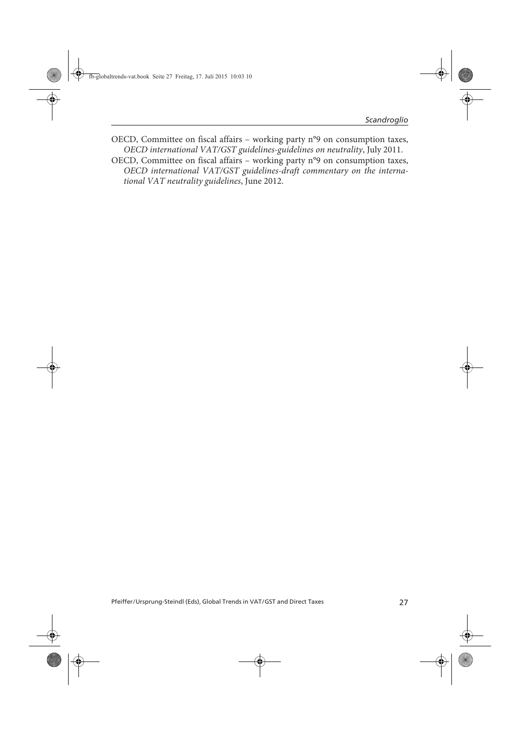OECD, Committee on fiscal affairs – working party n°9 on consumption taxes, *OECD international VAT/GST guidelines-guidelines on neutrality*, July 2011.

OECD, Committee on fiscal affairs – working party n°9 on consumption taxes, *OECD international VAT/GST guidelines-draft commentary on the international VAT neutrality guidelines*, June 2012.